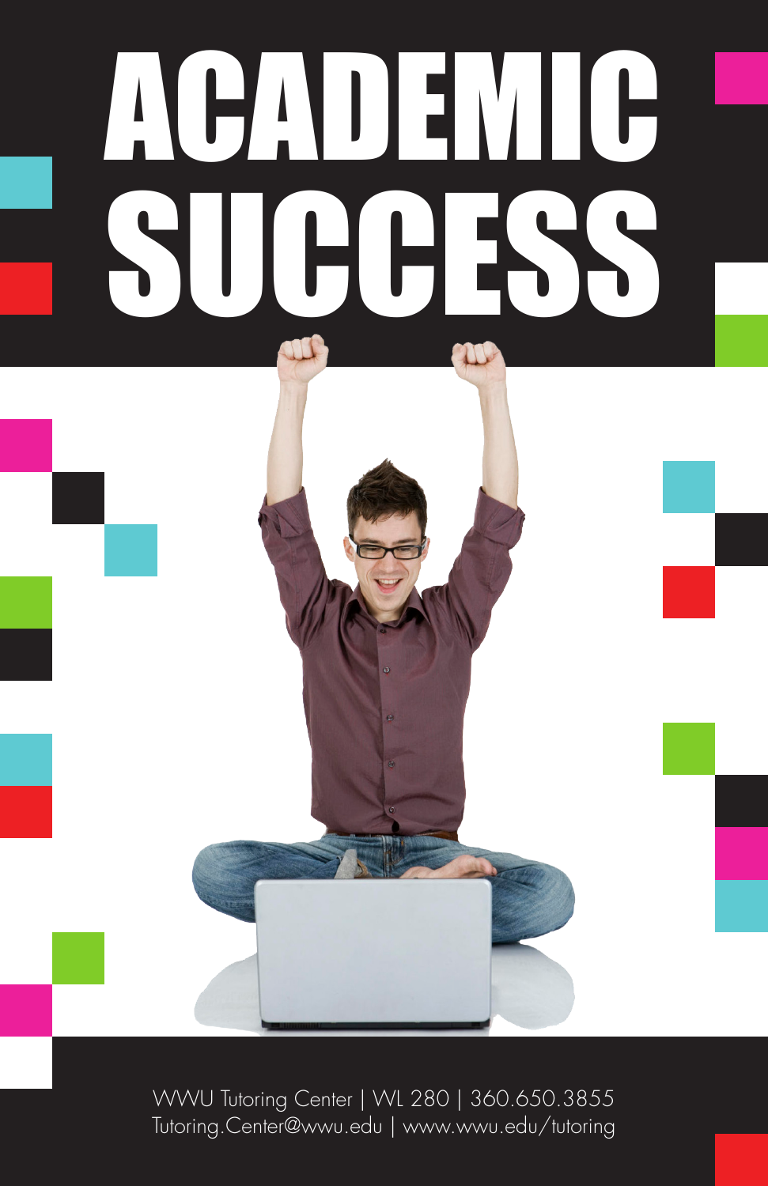# ACADEMIC SUCCESS

WWU Tutoring Center | WL 280 | 360.650.3855
Tutoring.Center@wwu.edu | www.wwu.edu/tutoring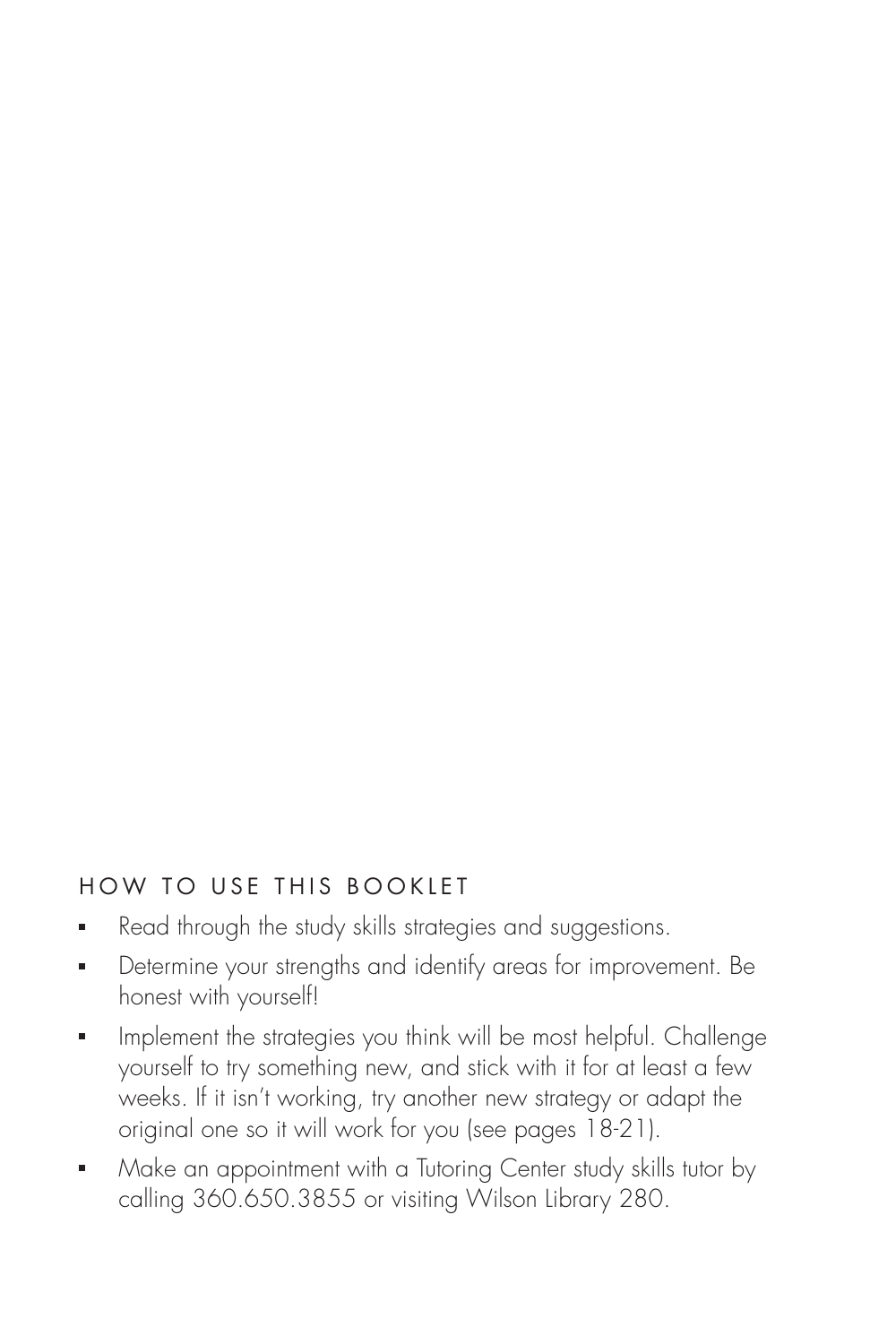## HOW TO USE THIS BOOKLET

- Read through the study skills strategies and suggestions.
- Determine your strengths and identify areas for improvement. Be honest with yourself!
- Implement the strategies you think will be most helpful. Challenge yourself to try something new, and stick with it for at least a few weeks. If it isn't working, try another new strategy or adapt the original one so it will work for you (see pages 18-21).
- Make an appointment with a Tutoring Center study skills tutor by calling 360.650.3855 or visiting Wilson Library 280.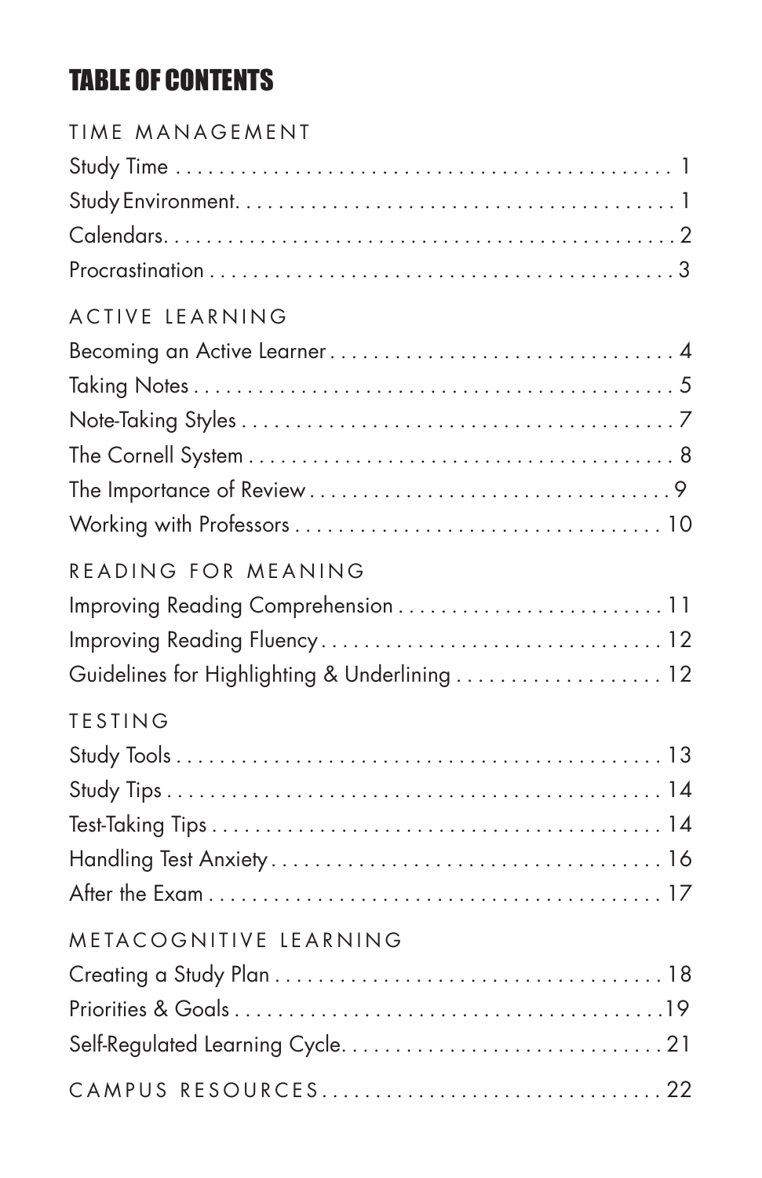# TABLE OF CONTENTS

## TIME MANAGEMENT

Study Time . . . . . . . . . . . . . . . . . . . . . . . . . . . . . . . . . . . . . . . . 1
Study Environment. . . . . . . . . . . . . . . . . . . . . . . . . . . . . . . . . . . . . 1
Calendars. . . . . . . . . . . . . . . . . . . . . . . . . . . . . . . . . . . . . . . . . . 2
Procrastination . . . . . . . . . . . . . . . . . . . . . . . . . . . . . . . . . . . . . . 3

## ACTIVE LEARNING

Becoming an Active Learner . . . . . . . . . . . . . . . . . . . . . . . . . . . . . . . 4
Taking Notes . . . . . . . . . . . . . . . . . . . . . . . . . . . . . . . . . . . . . . . 5
Note-Taking Styles . . . . . . . . . . . . . . . . . . . . . . . . . . . . . . . . . . . . 7
The Cornell System . . . . . . . . . . . . . . . . . . . . . . . . . . . . . . . . . . . . 8
The Importance of Review . . . . . . . . . . . . . . . . . . . . . . . . . . . . . . . . . 9
Working with Professors . . . . . . . . . . . . . . . . . . . . . . . . . . . . . . . . . 10

## READING FOR MEANING

Improving Reading Comprehension . . . . . . . . . . . . . . . . . . . . . . . . . 11
Improving Reading Fluency. . . . . . . . . . . . . . . . . . . . . . . . . . . . . . . 12
Guidelines for Highlighting & Underlining . . . . . . . . . . . . . . . . . . . 12

## TESTING

Study Tools . . . . . . . . . . . . . . . . . . . . . . . . . . . . . . . . . . . . . . . 13
Study Tips . . . . . . . . . . . . . . . . . . . . . . . . . . . . . . . . . . . . . . . . 14
Test-Taking Tips . . . . . . . . . . . . . . . . . . . . . . . . . . . . . . . . . . . . . 14
Handling Test Anxiety . . . . . . . . . . . . . . . . . . . . . . . . . . . . . . . . . . 16
After the Exam . . . . . . . . . . . . . . . . . . . . . . . . . . . . . . . . . . . . . . 17

## METACOGNITIVE LEARNING

Creating a Study Plan . . . . . . . . . . . . . . . . . . . . . . . . . . . . . . . . . . 18
Priorities & Goals . . . . . . . . . . . . . . . . . . . . . . . . . . . . . . . . . . . . 19
Self-Regulated Learning Cycle. . . . . . . . . . . . . . . . . . . . . . . . . . . . . 21

## CAMPUS RESOURCES . . . . . . . . . . . . . . . . . . . . . . . . . . . . . . . 22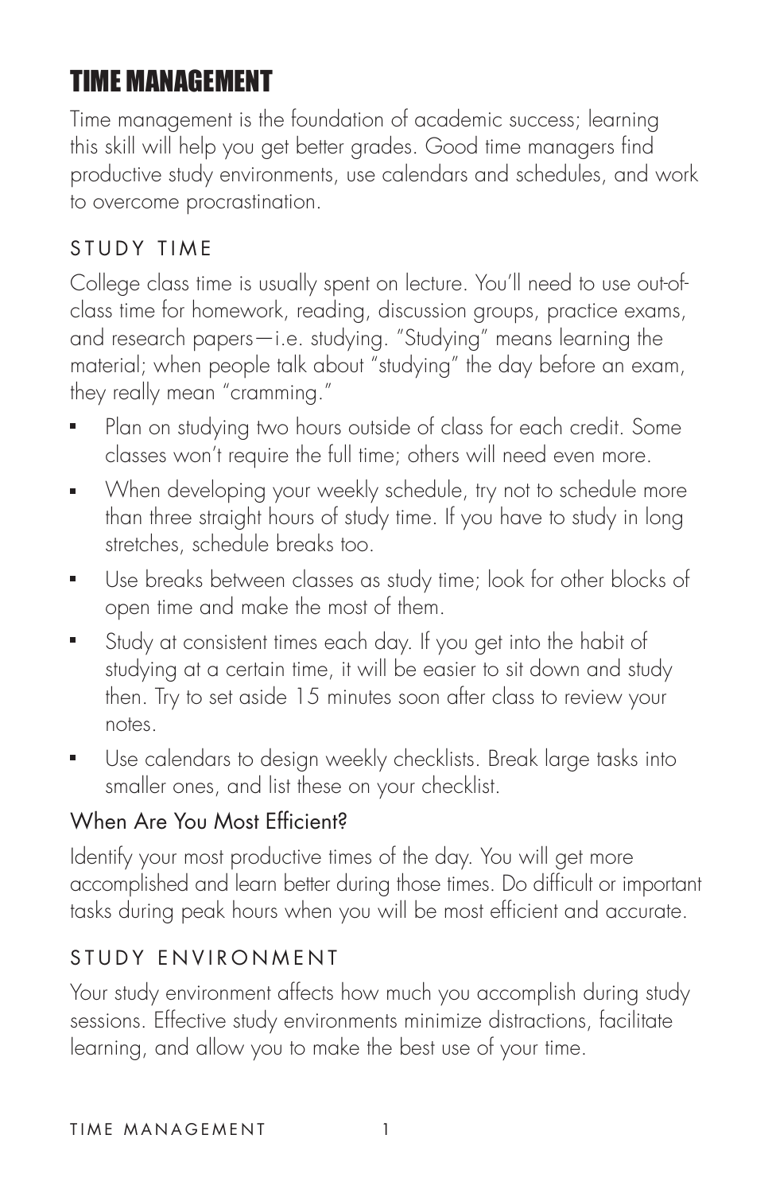# TIME MANAGEMENT

Time management is the foundation of academic success; learning this skill will help you get better grades. Good time managers find productive study environments, use calendars and schedules, and work to overcome procrastination.

## STUDY TIME

College class time is usually spent on lecture. You'll need to use out-of-class time for homework, reading, discussion groups, practice exams, and research papers—i.e. studying. "Studying" means learning the material; when people talk about "studying" the day before an exam, they really mean "cramming."

- Plan on studying two hours outside of class for each credit. Some classes won't require the full time; others will need even more.
- When developing your weekly schedule, try not to schedule more than three straight hours of study time. If you have to study in long stretches, schedule breaks too.
- Use breaks between classes as study time; look for other blocks of open time and make the most of them.
- Study at consistent times each day. If you get into the habit of studying at a certain time, it will be easier to sit down and study then. Try to set aside 15 minutes soon after class to review your notes.
- Use calendars to design weekly checklists. Break large tasks into smaller ones, and list these on your checklist.

### When Are You Most Efficient?

Identify your most productive times of the day. You will get more accomplished and learn better during those times. Do difficult or important tasks during peak hours when you will be most efficient and accurate.

## STUDY ENVIRONMENT

Your study environment affects how much you accomplish during study sessions. Effective study environments minimize distractions, facilitate learning, and allow you to make the best use of your time.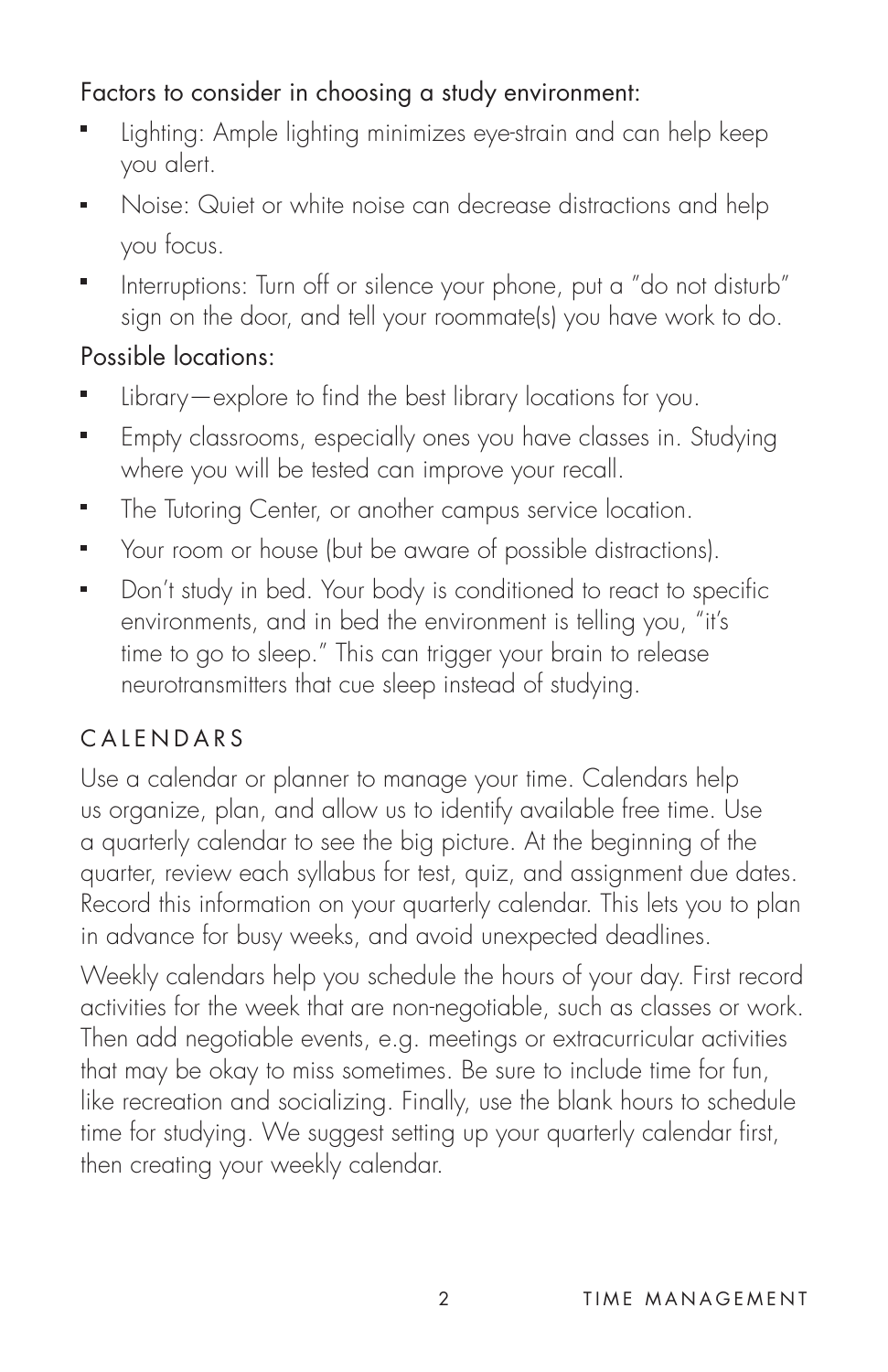Factors to consider in choosing a study environment:

- Lighting: Ample lighting minimizes eye-strain and can help keep you alert.
- Noise: Quiet or white noise can decrease distractions and help you focus.
- Interruptions: Turn off or silence your phone, put a "do not disturb" sign on the door, and tell your roommate(s) you have work to do.

Possible locations:

- Library—explore to find the best library locations for you.
- Empty classrooms, especially ones you have classes in. Studying where you will be tested can improve your recall.
- The Tutoring Center, or another campus service location.
- Your room or house (but be aware of possible distractions).
- Don't study in bed. Your body is conditioned to react to specific environments, and in bed the environment is telling you, "it's time to go to sleep." This can trigger your brain to release neurotransmitters that cue sleep instead of studying.

## CALENDARS

Use a calendar or planner to manage your time. Calendars help us organize, plan, and allow us to identify available free time. Use a quarterly calendar to see the big picture. At the beginning of the quarter, review each syllabus for test, quiz, and assignment due dates. Record this information on your quarterly calendar. This lets you to plan in advance for busy weeks, and avoid unexpected deadlines.

Weekly calendars help you schedule the hours of your day. First record activities for the week that are non-negotiable, such as classes or work. Then add negotiable events, e.g. meetings or extracurricular activities that may be okay to miss sometimes. Be sure to include time for fun, like recreation and socializing. Finally, use the blank hours to schedule time for studying. We suggest setting up your quarterly calendar first, then creating your weekly calendar.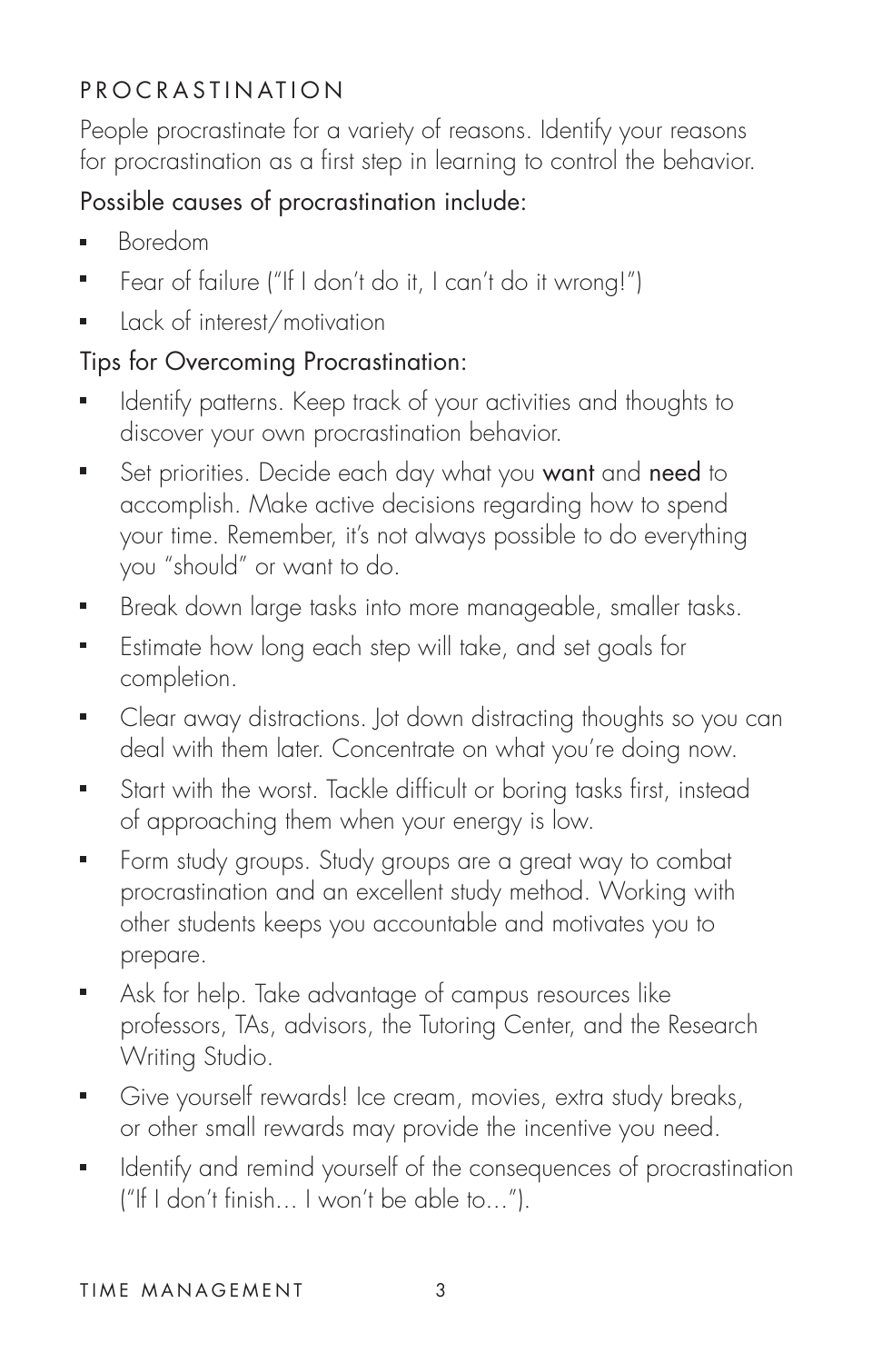## PROCRASTINATION

People procrastinate for a variety of reasons. Identify your reasons for procrastination as a first step in learning to control the behavior.

### Possible causes of procrastination include:

- Boredom
- Fear of failure ("If I don't do it, I can't do it wrong!")
- Lack of interest/motivation

### Tips for Overcoming Procrastination:

- Identify patterns. Keep track of your activities and thoughts to discover your own procrastination behavior.
- Set priorities. Decide each day what you **want** and **need** to accomplish. Make active decisions regarding how to spend your time. Remember, it's not always possible to do everything you "should" or want to do.
- Break down large tasks into more manageable, smaller tasks.
- Estimate how long each step will take, and set goals for completion.
- Clear away distractions. Jot down distracting thoughts so you can deal with them later. Concentrate on what you're doing now.
- Start with the worst. Tackle difficult or boring tasks first, instead of approaching them when your energy is low.
- Form study groups. Study groups are a great way to combat procrastination and an excellent study method. Working with other students keeps you accountable and motivates you to prepare.
- Ask for help. Take advantage of campus resources like professors, TAs, advisors, the Tutoring Center, and the Research Writing Studio.
- Give yourself rewards! Ice cream, movies, extra study breaks, or other small rewards may provide the incentive you need.
- Identify and remind yourself of the consequences of procrastination ("If I don't finish… I won't be able to…").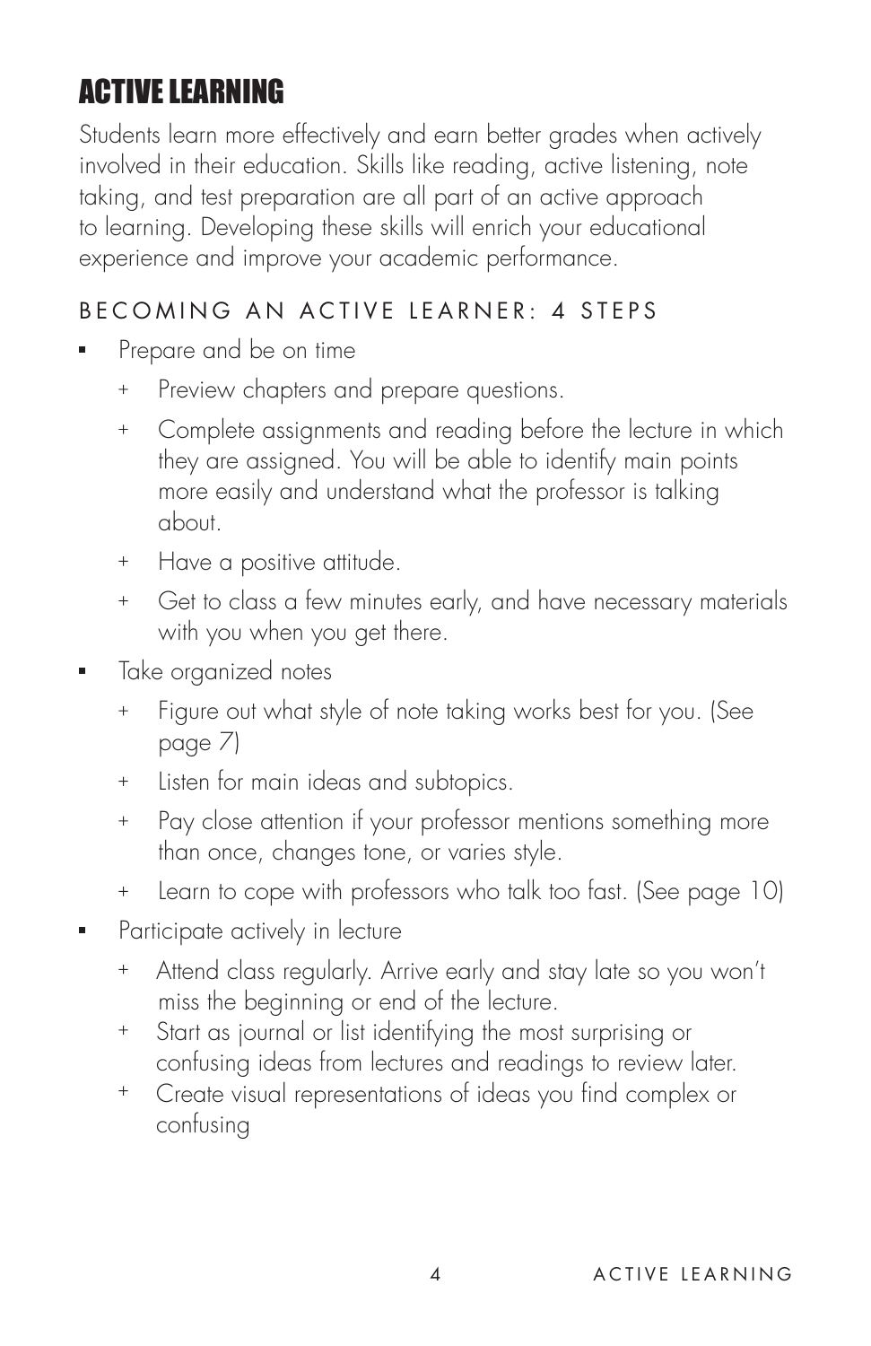# ACTIVE LEARNING

Students learn more effectively and earn better grades when actively involved in their education. Skills like reading, active listening, note taking, and test preparation are all part of an active approach to learning. Developing these skills will enrich your educational experience and improve your academic performance.

## BECOMING AN ACTIVE LEARNER: 4 STEPS

- Prepare and be on time
  - Preview chapters and prepare questions.
  - Complete assignments and reading before the lecture in which they are assigned. You will be able to identify main points more easily and understand what the professor is talking about.
  - Have a positive attitude.
  - Get to class a few minutes early, and have necessary materials with you when you get there.
- Take organized notes
  - Figure out what style of note taking works best for you. (See page 7)
  - Listen for main ideas and subtopics.
  - Pay close attention if your professor mentions something more than once, changes tone, or varies style.
  - Learn to cope with professors who talk too fast. (See page 10)
- Participate actively in lecture
  - Attend class regularly. Arrive early and stay late so you won't miss the beginning or end of the lecture.
  - Start as journal or list identifying the most surprising or confusing ideas from lectures and readings to review later.
  - Create visual representations of ideas you find complex or confusing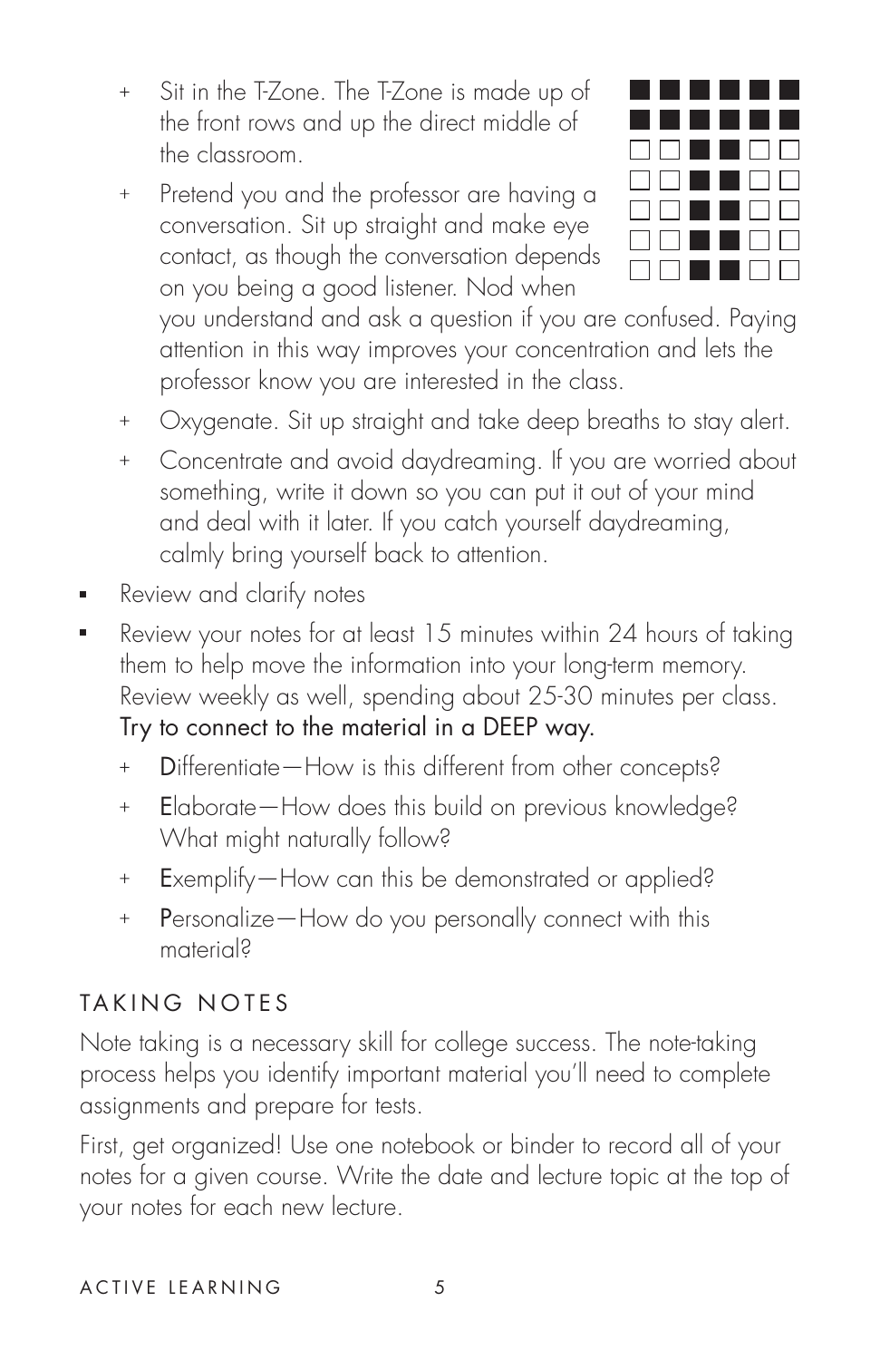- Sit in the T-Zone. The T-Zone is made up of the front rows and up the direct middle of the classroom.
- Pretend you and the professor are having a conversation. Sit up straight and make eye contact, as though the conversation depends on you being a good listener. Nod when you understand and ask a question if you are confused. Paying attention in this way improves your concentration and lets the professor know you are interested in the class.
- Oxygenate. Sit up straight and take deep breaths to stay alert.
- Concentrate and avoid daydreaming. If you are worried about something, write it down so you can put it out of your mind and deal with it later. If you catch yourself daydreaming, calmly bring yourself back to attention.

▪ Review and clarify notes

▪ Review your notes for at least 15 minutes within 24 hours of taking them to help move the information into your long-term memory. Review weekly as well, spending about 25-30 minutes per class. Try to connect to the material in a DEEP way.

  - **D**ifferentiate—How is this different from other concepts?
  - **E**laborate—How does this build on previous knowledge? What might naturally follow?
  - **E**xemplify—How can this be demonstrated or applied?
  - **P**ersonalize—How do you personally connect with this material?

## TAKING NOTES

Note taking is a necessary skill for college success. The note-taking process helps you identify important material you'll need to complete assignments and prepare for tests.

First, get organized! Use one notebook or binder to record all of your notes for a given course. Write the date and lecture topic at the top of your notes for each new lecture.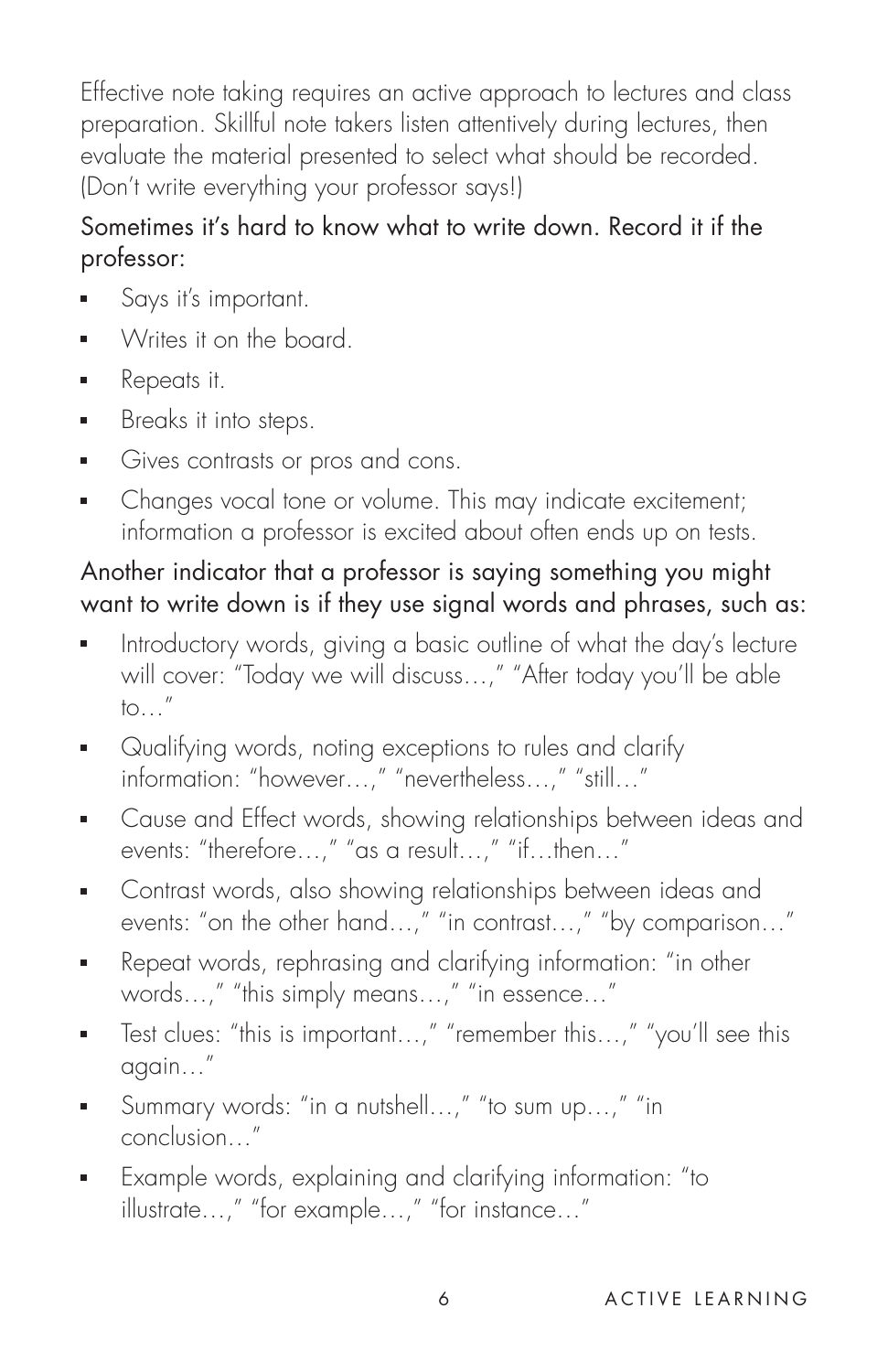Effective note taking requires an active approach to lectures and class preparation. Skillful note takers listen attentively during lectures, then evaluate the material presented to select what should be recorded. (Don't write everything your professor says!)

Sometimes it's hard to know what to write down. Record it if the professor:

- Says it's important.
- Writes it on the board.
- Repeats it.
- Breaks it into steps.
- Gives contrasts or pros and cons.
- Changes vocal tone or volume. This may indicate excitement; information a professor is excited about often ends up on tests.

Another indicator that a professor is saying something you might want to write down is if they use signal words and phrases, such as:

- Introductory words, giving a basic outline of what the day's lecture will cover: "Today we will discuss…," "After today you'll be able to…"
- Qualifying words, noting exceptions to rules and clarify information: "however…," "nevertheless…," "still…"
- Cause and Effect words, showing relationships between ideas and events: "therefore…," "as a result…," "if…then…"
- Contrast words, also showing relationships between ideas and events: "on the other hand…," "in contrast…," "by comparison…"
- Repeat words, rephrasing and clarifying information: "in other words…," "this simply means…," "in essence…"
- Test clues: "this is important…," "remember this…," "you'll see this again…"
- Summary words: "in a nutshell…," "to sum up…," "in conclusion…"
- Example words, explaining and clarifying information: "to illustrate…," "for example…," "for instance…"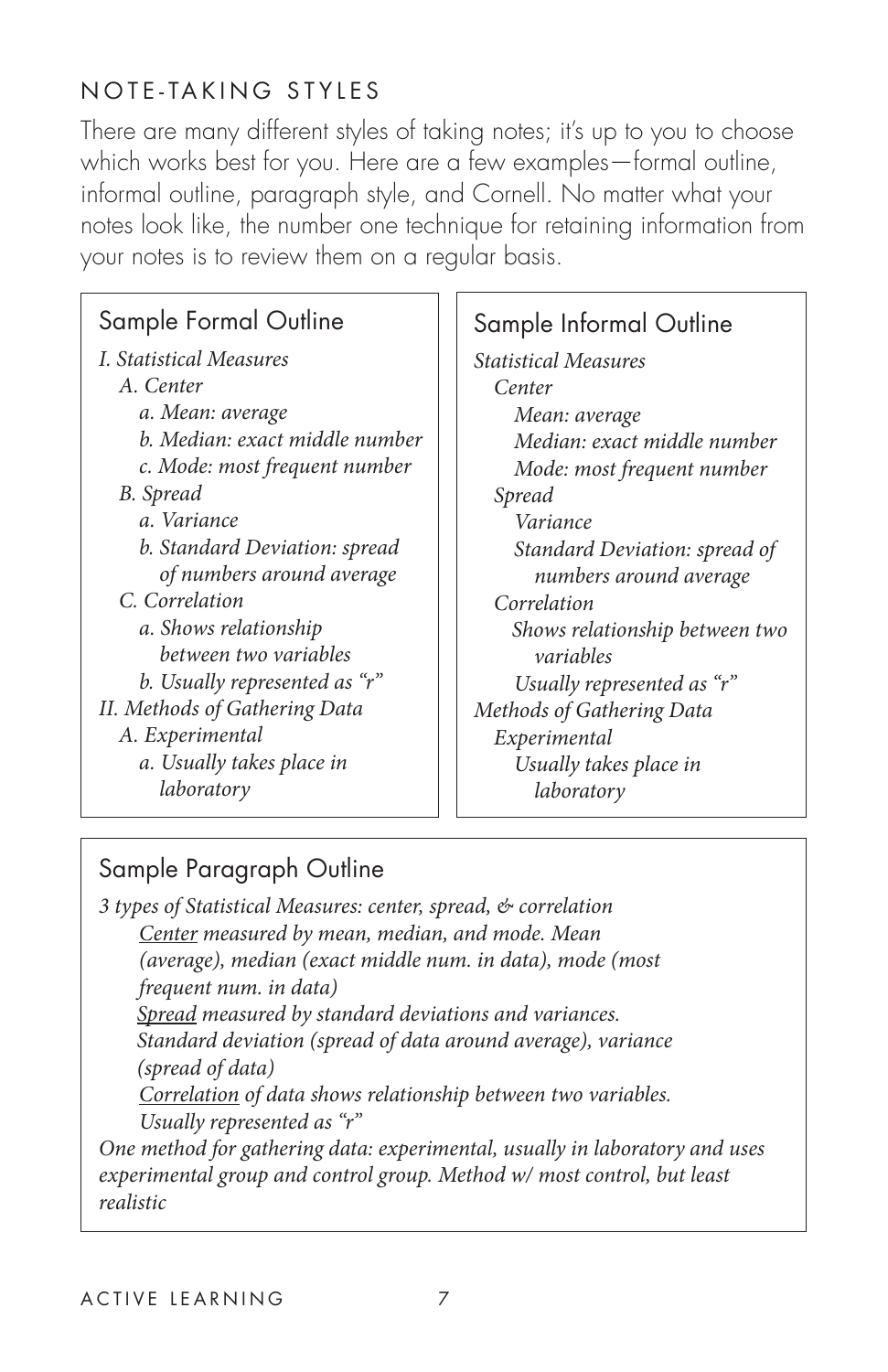## NOTE-TAKING STYLES

There are many different styles of taking notes; it's up to you to choose which works best for you. Here are a few examples—formal outline, informal outline, paragraph style, and Cornell. No matter what your notes look like, the number one technique for retaining information from your notes is to review them on a regular basis.

### Sample Formal Outline

*I. Statistical Measures*
- *A. Center*
  - *a. Mean: average*
  - *b. Median: exact middle number*
  - *c. Mode: most frequent number*
- *B. Spread*
  - *a. Variance*
  - *b. Standard Deviation: spread of numbers around average*
- *C. Correlation*
  - *a. Shows relationship between two variables*
  - *b. Usually represented as "r"*

*II. Methods of Gathering Data*
- *A. Experimental*
  - *a. Usually takes place in laboratory*

### Sample Informal Outline

*Statistical Measures*
- *Center*
  - *Mean: average*
  - *Median: exact middle number*
  - *Mode: most frequent number*
- *Spread*
  - *Variance*
  - *Standard Deviation: spread of numbers around average*
- *Correlation*
  - *Shows relationship between two variables*
  - *Usually represented as "r"*

*Methods of Gathering Data*
- *Experimental*
  - *Usually takes place in laboratory*

### Sample Paragraph Outline

*3 types of Statistical Measures: center, spread, & correlation*

*<u>Center</u> measured by mean, median, and mode. Mean (average), median (exact middle num. in data), mode (most frequent num. in data)*

*<u>Spread</u> measured by standard deviations and variances. Standard deviation (spread of data around average), variance (spread of data)*

*<u>Correlation</u> of data shows relationship between two variables. Usually represented as "r"*

*One method for gathering data: experimental, usually in laboratory and uses experimental group and control group. Method w/ most control, but least realistic*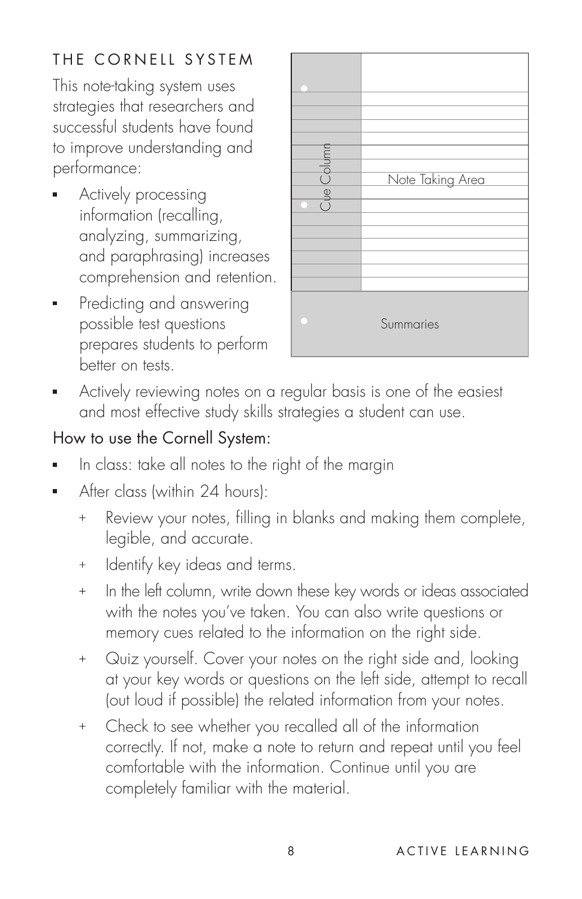## THE CORNELL SYSTEM

This note-taking system uses strategies that researchers and successful students have found to improve understanding and performance:

- Actively processing information (recalling, analyzing, summarizing, and paraphrasing) increases comprehension and retention.
- Predicting and answering possible test questions prepares students to perform better on tests.
- Actively reviewing notes on a regular basis is one of the easiest and most effective study skills strategies a student can use.

Cue Column

Note Taking Area

Summaries

How to use the Cornell System:

- In class: take all notes to the right of the margin
- After class (within 24 hours):
    - Review your notes, filling in blanks and making them complete, legible, and accurate.
    - Identify key ideas and terms.
    - In the left column, write down these key words or ideas associated with the notes you've taken. You can also write questions or memory cues related to the information on the right side.
    - Quiz yourself. Cover your notes on the right side and, looking at your key words or questions on the left side, attempt to recall (out loud if possible) the related information from your notes.
    - Check to see whether you recalled all of the information correctly. If not, make a note to return and repeat until you feel comfortable with the information. Continue until you are completely familiar with the material.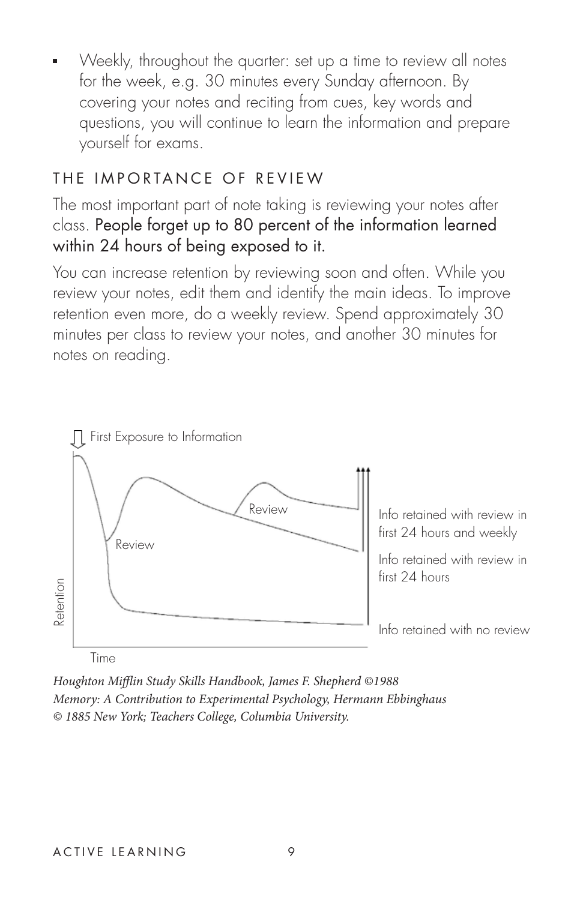- Weekly, throughout the quarter: set up a time to review all notes for the week, e.g. 30 minutes every Sunday afternoon. By covering your notes and reciting from cues, key words and questions, you will continue to learn the information and prepare yourself for exams.

## THE IMPORTANCE OF REVIEW

The most important part of note taking is reviewing your notes after class. **People forget up to 80 percent of the information learned within 24 hours of being exposed to it.**

You can increase retention by reviewing soon and often. While you review your notes, edit them and identify the main ideas. To improve retention even more, do a weekly review. Spend approximately 30 minutes per class to review your notes, and another 30 minutes for notes on reading.

First Exposure to Information

Review

Review

Info retained with review in first 24 hours and weekly

Info retained with review in first 24 hours

Info retained with no review

Retention

Time

*Houghton Mifflin Study Skills Handbook, James F. Shepherd ©1988*
*Memory: A Contribution to Experimental Psychology, Hermann Ebbinghaus © 1885 New York; Teachers College, Columbia University.*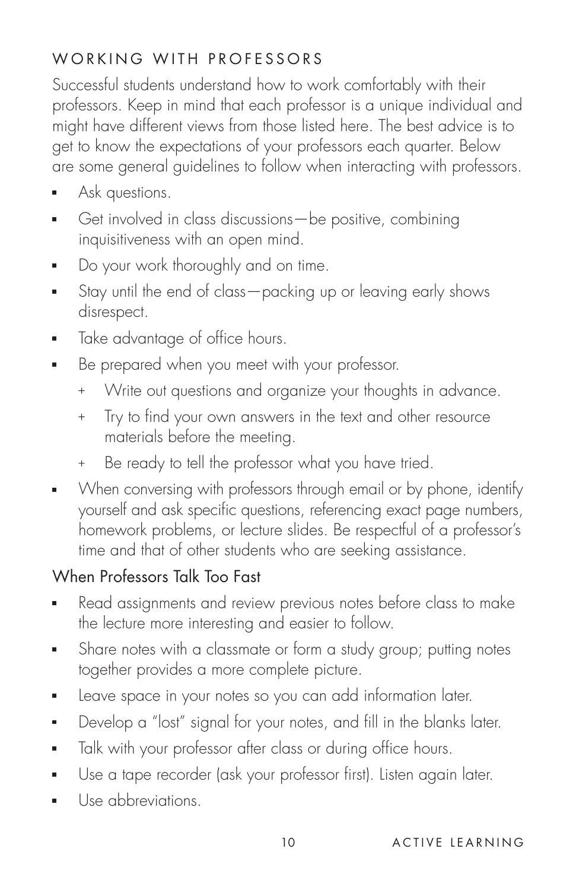## WORKING WITH PROFESSORS

Successful students understand how to work comfortably with their professors. Keep in mind that each professor is a unique individual and might have different views from those listed here. The best advice is to get to know the expectations of your professors each quarter. Below are some general guidelines to follow when interacting with professors.

- Ask questions.
- Get involved in class discussions—be positive, combining inquisitiveness with an open mind.
- Do your work thoroughly and on time.
- Stay until the end of class—packing up or leaving early shows disrespect.
- Take advantage of office hours.
- Be prepared when you meet with your professor.
  - Write out questions and organize your thoughts in advance.
  - Try to find your own answers in the text and other resource materials before the meeting.
  - Be ready to tell the professor what you have tried.
- When conversing with professors through email or by phone, identify yourself and ask specific questions, referencing exact page numbers, homework problems, or lecture slides. Be respectful of a professor's time and that of other students who are seeking assistance.

### When Professors Talk Too Fast

- Read assignments and review previous notes before class to make the lecture more interesting and easier to follow.
- Share notes with a classmate or form a study group; putting notes together provides a more complete picture.
- Leave space in your notes so you can add information later.
- Develop a "lost" signal for your notes, and fill in the blanks later.
- Talk with your professor after class or during office hours.
- Use a tape recorder (ask your professor first). Listen again later.
- Use abbreviations.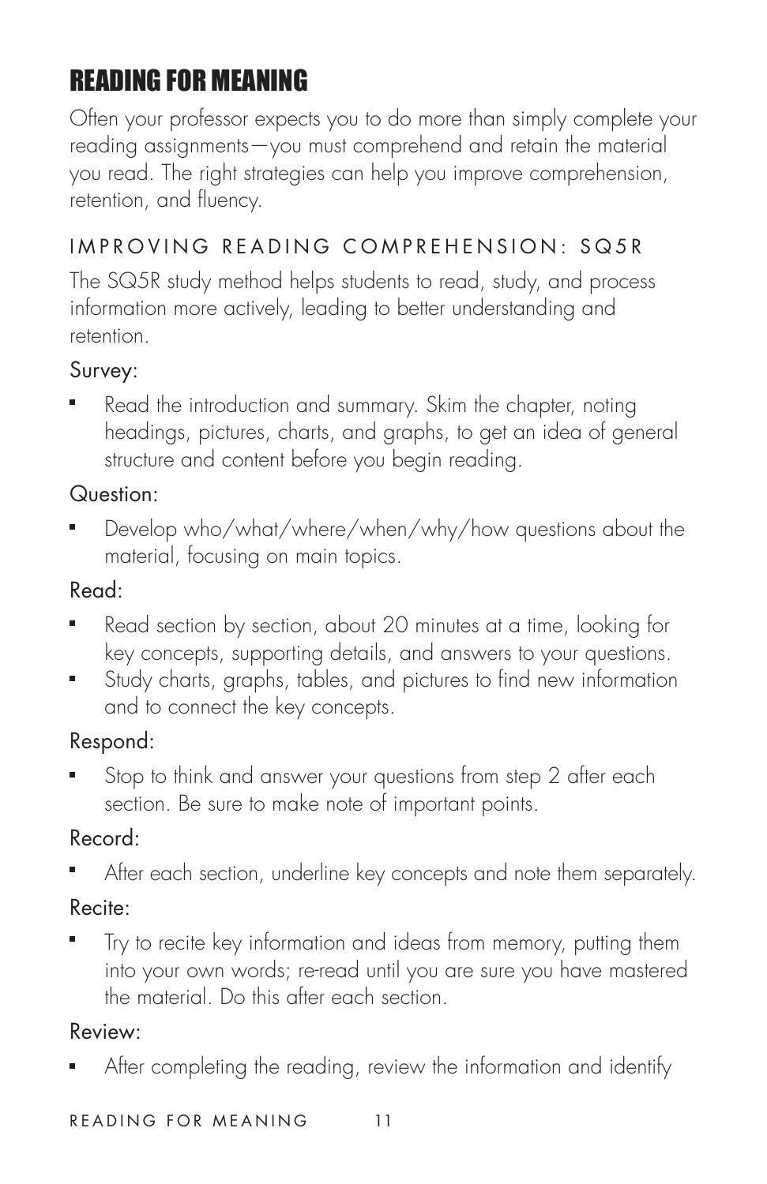# READING FOR MEANING

Often your professor expects you to do more than simply complete your reading assignments—you must comprehend and retain the material you read. The right strategies can help you improve comprehension, retention, and fluency.

## IMPROVING READING COMPREHENSION: SQ5R

The SQ5R study method helps students to read, study, and process information more actively, leading to better understanding and retention.

### Survey:

- Read the introduction and summary. Skim the chapter, noting headings, pictures, charts, and graphs, to get an idea of general structure and content before you begin reading.

### Question:

- Develop who/what/where/when/why/how questions about the material, focusing on main topics.

### Read:

- Read section by section, about 20 minutes at a time, looking for key concepts, supporting details, and answers to your questions.
- Study charts, graphs, tables, and pictures to find new information and to connect the key concepts.

### Respond:

- Stop to think and answer your questions from step 2 after each section. Be sure to make note of important points.

### Record:

- After each section, underline key concepts and note them separately.

### Recite:

- Try to recite key information and ideas from memory, putting them into your own words; re-read until you are sure you have mastered the material. Do this after each section.

### Review:

- After completing the reading, review the information and identify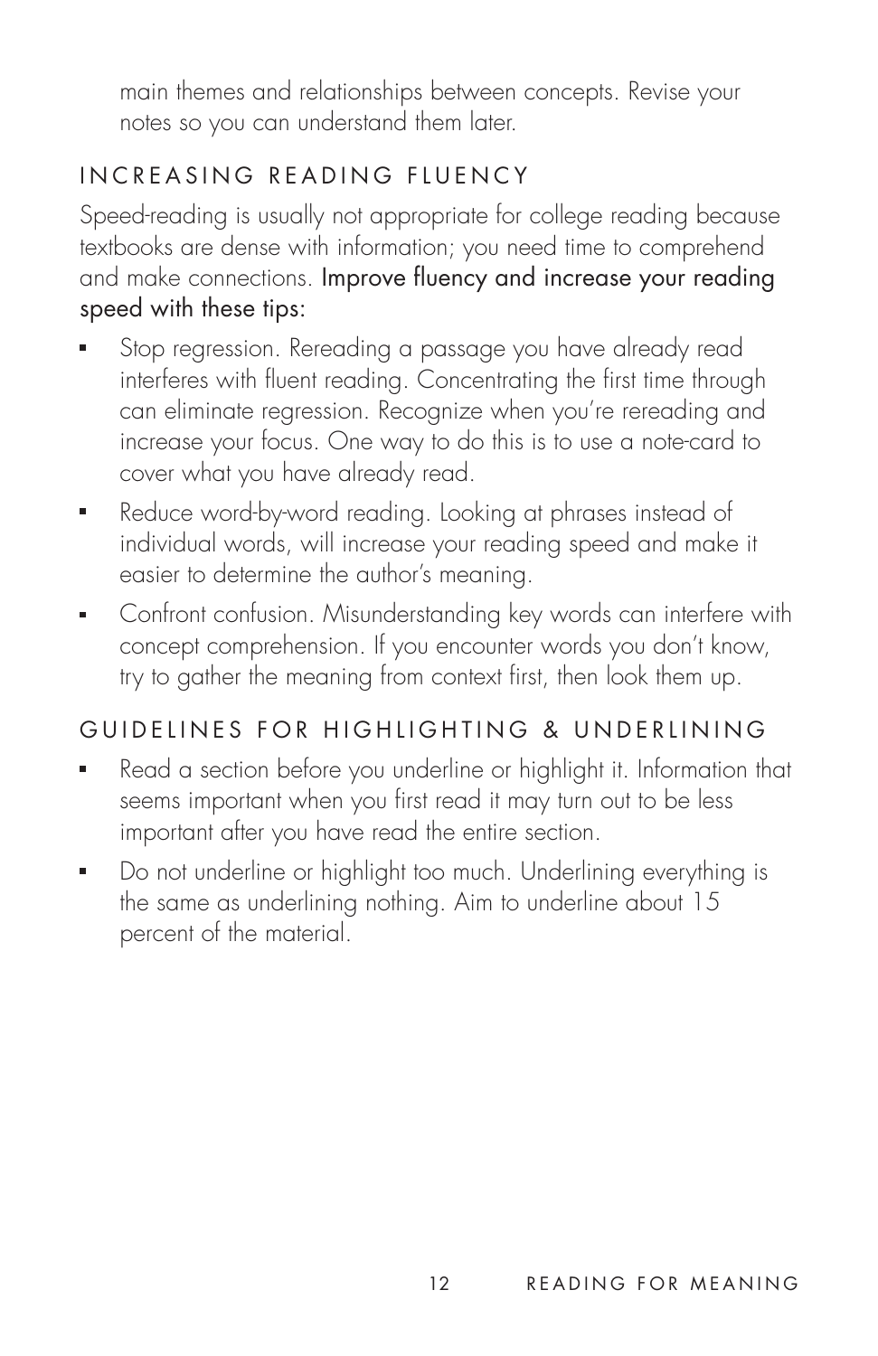main themes and relationships between concepts. Revise your notes so you can understand them later.

## INCREASING READING FLUENCY

Speed-reading is usually not appropriate for college reading because textbooks are dense with information; you need time to comprehend and make connections. Improve fluency and increase your reading speed with these tips:

- Stop regression. Rereading a passage you have already read interferes with fluent reading. Concentrating the first time through can eliminate regression. Recognize when you're rereading and increase your focus. One way to do this is to use a note-card to cover what you have already read.
- Reduce word-by-word reading. Looking at phrases instead of individual words, will increase your reading speed and make it easier to determine the author's meaning.
- Confront confusion. Misunderstanding key words can interfere with concept comprehension. If you encounter words you don't know, try to gather the meaning from context first, then look them up.

## GUIDELINES FOR HIGHLIGHTING & UNDERLINING

- Read a section before you underline or highlight it. Information that seems important when you first read it may turn out to be less important after you have read the entire section.
- Do not underline or highlight too much. Underlining everything is the same as underlining nothing. Aim to underline about 15 percent of the material.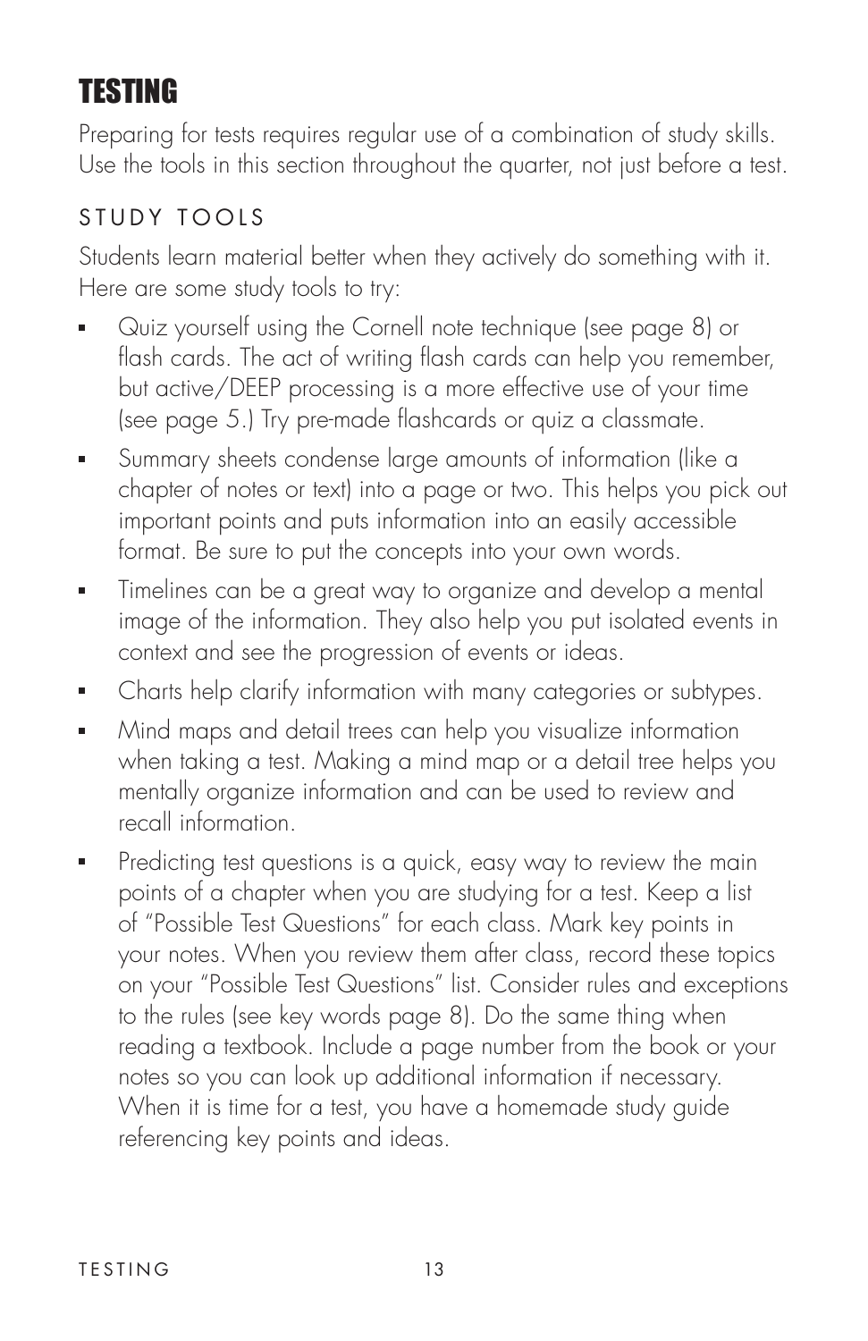# TESTING

Preparing for tests requires regular use of a combination of study skills. Use the tools in this section throughout the quarter, not just before a test.

## STUDY TOOLS

Students learn material better when they actively do something with it. Here are some study tools to try:

- Quiz yourself using the Cornell note technique (see page 8) or flash cards. The act of writing flash cards can help you remember, but active/DEEP processing is a more effective use of your time (see page 5.) Try pre-made flashcards or quiz a classmate.
- Summary sheets condense large amounts of information (like a chapter of notes or text) into a page or two. This helps you pick out important points and puts information into an easily accessible format. Be sure to put the concepts into your own words.
- Timelines can be a great way to organize and develop a mental image of the information. They also help you put isolated events in context and see the progression of events or ideas.
- Charts help clarify information with many categories or subtypes.
- Mind maps and detail trees can help you visualize information when taking a test. Making a mind map or a detail tree helps you mentally organize information and can be used to review and recall information.
- Predicting test questions is a quick, easy way to review the main points of a chapter when you are studying for a test. Keep a list of "Possible Test Questions" for each class. Mark key points in your notes. When you review them after class, record these topics on your "Possible Test Questions" list. Consider rules and exceptions to the rules (see key words page 8). Do the same thing when reading a textbook. Include a page number from the book or your notes so you can look up additional information if necessary. When it is time for a test, you have a homemade study guide referencing key points and ideas.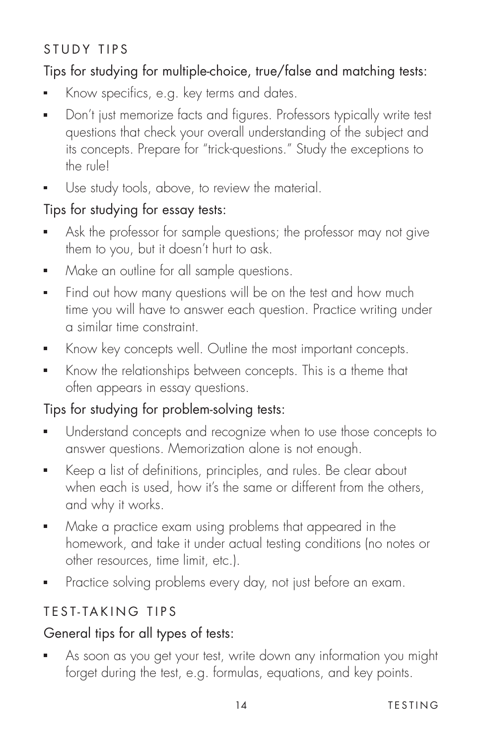## STUDY TIPS

### Tips for studying for multiple-choice, true/false and matching tests:

- Know specifics, e.g. key terms and dates.
- Don't just memorize facts and figures. Professors typically write test questions that check your overall understanding of the subject and its concepts. Prepare for "trick-questions." Study the exceptions to the rule!
- Use study tools, above, to review the material.

### Tips for studying for essay tests:

- Ask the professor for sample questions; the professor may not give them to you, but it doesn't hurt to ask.
- Make an outline for all sample questions.
- Find out how many questions will be on the test and how much time you will have to answer each question. Practice writing under a similar time constraint.
- Know key concepts well. Outline the most important concepts.
- Know the relationships between concepts. This is a theme that often appears in essay questions.

### Tips for studying for problem-solving tests:

- Understand concepts and recognize when to use those concepts to answer questions. Memorization alone is not enough.
- Keep a list of definitions, principles, and rules. Be clear about when each is used, how it's the same or different from the others, and why it works.
- Make a practice exam using problems that appeared in the homework, and take it under actual testing conditions (no notes or other resources, time limit, etc.).
- Practice solving problems every day, not just before an exam.

## TEST-TAKING TIPS

### General tips for all types of tests:

- As soon as you get your test, write down any information you might forget during the test, e.g. formulas, equations, and key points.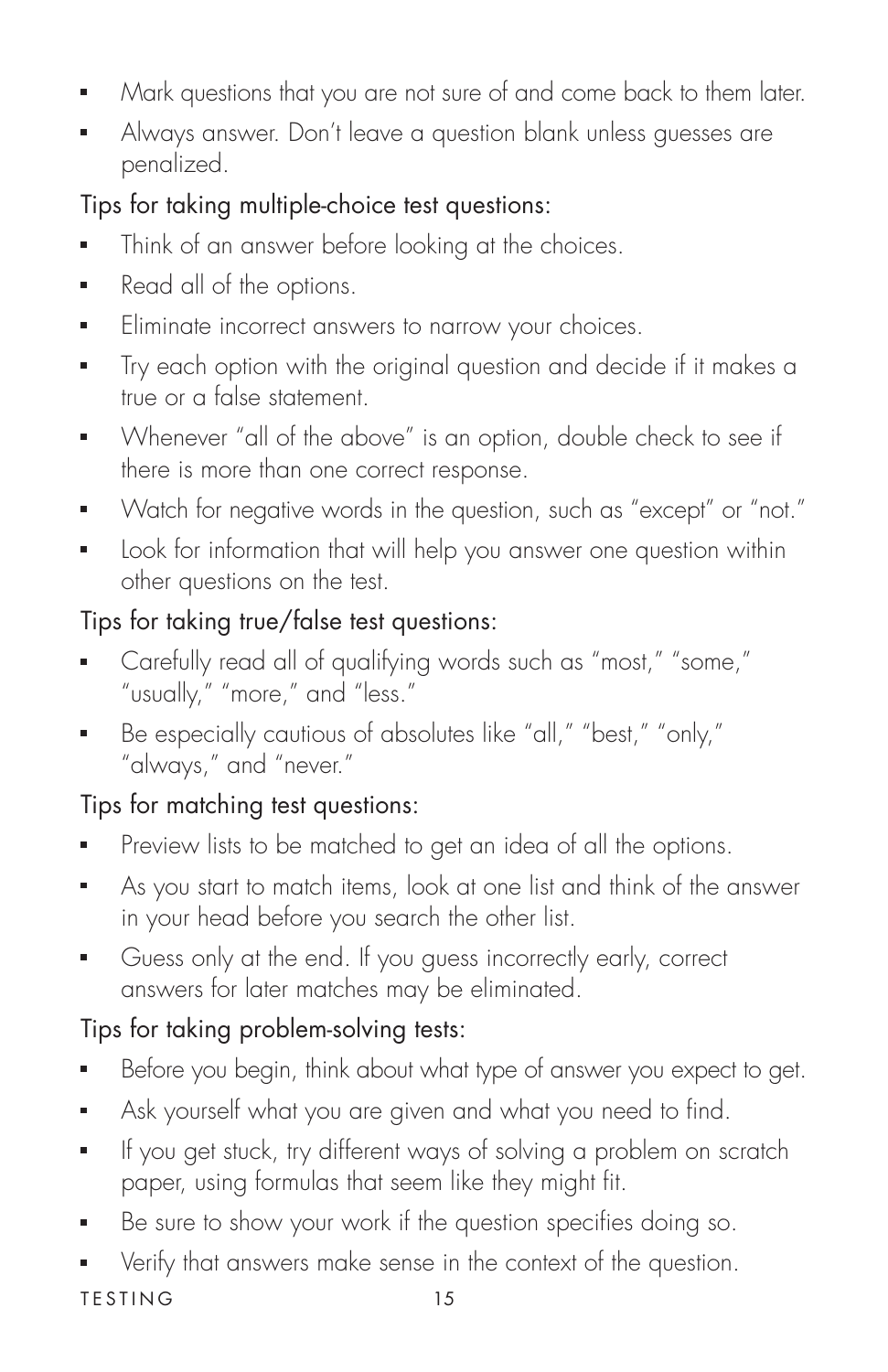- Mark questions that you are not sure of and come back to them later.
- Always answer. Don't leave a question blank unless guesses are penalized.

Tips for taking multiple-choice test questions:

- Think of an answer before looking at the choices.
- Read all of the options.
- Eliminate incorrect answers to narrow your choices.
- Try each option with the original question and decide if it makes a true or a false statement.
- Whenever "all of the above" is an option, double check to see if there is more than one correct response.
- Watch for negative words in the question, such as "except" or "not."
- Look for information that will help you answer one question within other questions on the test.

Tips for taking true/false test questions:

- Carefully read all of qualifying words such as "most," "some," "usually," "more," and "less."
- Be especially cautious of absolutes like "all," "best," "only," "always," and "never."

Tips for matching test questions:

- Preview lists to be matched to get an idea of all the options.
- As you start to match items, look at one list and think of the answer in your head before you search the other list.
- Guess only at the end. If you guess incorrectly early, correct answers for later matches may be eliminated.

Tips for taking problem-solving tests:

- Before you begin, think about what type of answer you expect to get.
- Ask yourself what you are given and what you need to find.
- If you get stuck, try different ways of solving a problem on scratch paper, using formulas that seem like they might fit.
- Be sure to show your work if the question specifies doing so.
- Verify that answers make sense in the context of the question.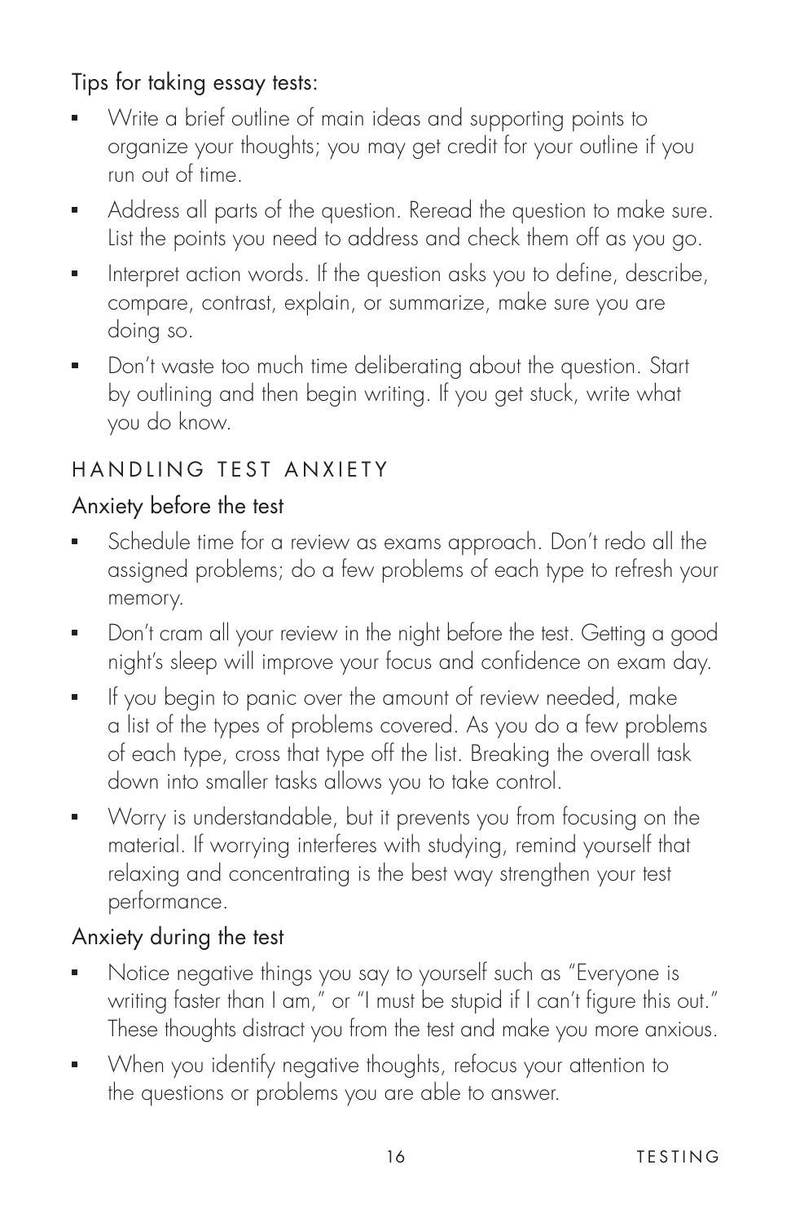Tips for taking essay tests:

- Write a brief outline of main ideas and supporting points to organize your thoughts; you may get credit for your outline if you run out of time.
- Address all parts of the question. Reread the question to make sure. List the points you need to address and check them off as you go.
- Interpret action words. If the question asks you to define, describe, compare, contrast, explain, or summarize, make sure you are doing so.
- Don't waste too much time deliberating about the question. Start by outlining and then begin writing. If you get stuck, write what you do know.

## HANDLING TEST ANXIETY

### Anxiety before the test

- Schedule time for a review as exams approach. Don't redo all the assigned problems; do a few problems of each type to refresh your memory.
- Don't cram all your review in the night before the test. Getting a good night's sleep will improve your focus and confidence on exam day.
- If you begin to panic over the amount of review needed, make a list of the types of problems covered. As you do a few problems of each type, cross that type off the list. Breaking the overall task down into smaller tasks allows you to take control.
- Worry is understandable, but it prevents you from focusing on the material. If worrying interferes with studying, remind yourself that relaxing and concentrating is the best way strengthen your test performance.

### Anxiety during the test

- Notice negative things you say to yourself such as "Everyone is writing faster than I am," or "I must be stupid if I can't figure this out." These thoughts distract you from the test and make you more anxious.
- When you identify negative thoughts, refocus your attention to the questions or problems you are able to answer.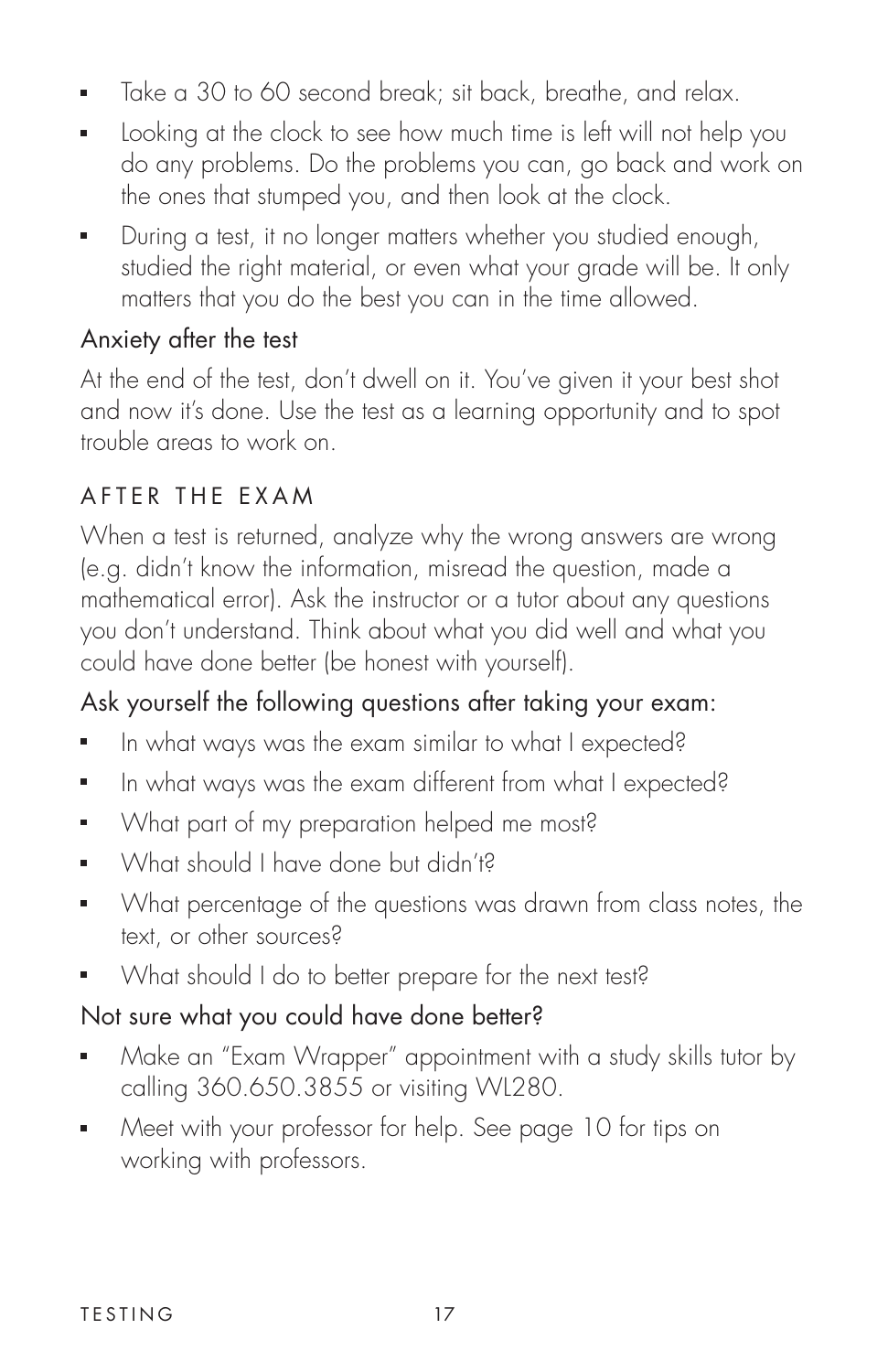- Take a 30 to 60 second break; sit back, breathe, and relax.
- Looking at the clock to see how much time is left will not help you do any problems. Do the problems you can, go back and work on the ones that stumped you, and then look at the clock.
- During a test, it no longer matters whether you studied enough, studied the right material, or even what your grade will be. It only matters that you do the best you can in the time allowed.

### Anxiety after the test

At the end of the test, don't dwell on it. You've given it your best shot and now it's done. Use the test as a learning opportunity and to spot trouble areas to work on.

## AFTER THE EXAM

When a test is returned, analyze why the wrong answers are wrong (e.g. didn't know the information, misread the question, made a mathematical error). Ask the instructor or a tutor about any questions you don't understand. Think about what you did well and what you could have done better (be honest with yourself).

### Ask yourself the following questions after taking your exam:

- In what ways was the exam similar to what I expected?
- In what ways was the exam different from what I expected?
- What part of my preparation helped me most?
- What should I have done but didn't?
- What percentage of the questions was drawn from class notes, the text, or other sources?
- What should I do to better prepare for the next test?

### Not sure what you could have done better?

- Make an "Exam Wrapper" appointment with a study skills tutor by calling 360.650.3855 or visiting WL280.
- Meet with your professor for help. See page 10 for tips on working with professors.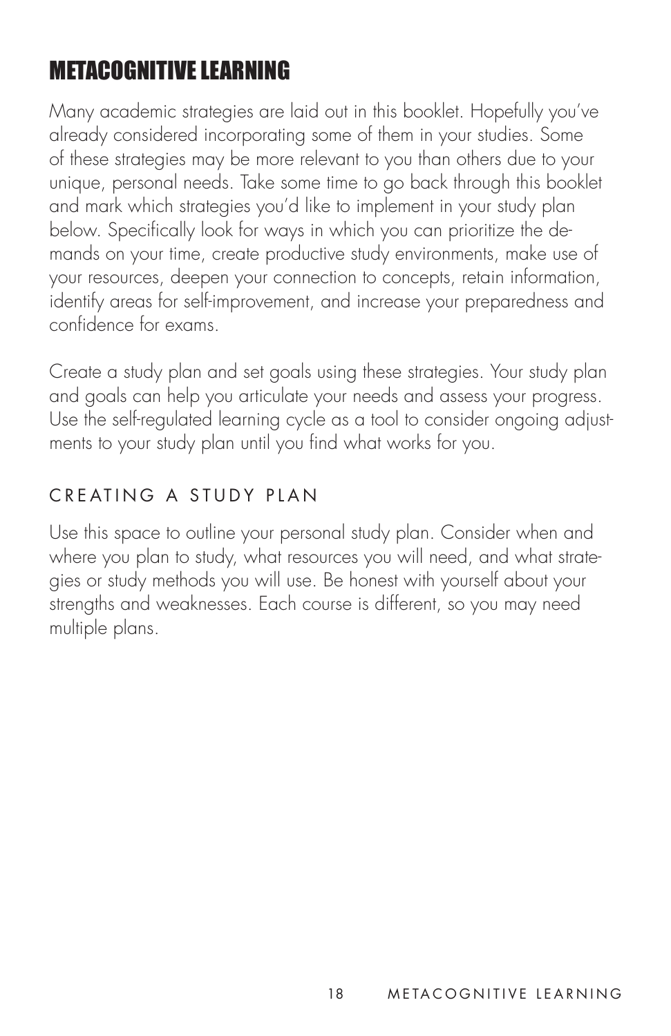# METACOGNITIVE LEARNING

Many academic strategies are laid out in this booklet. Hopefully you've already considered incorporating some of them in your studies. Some of these strategies may be more relevant to you than others due to your unique, personal needs. Take some time to go back through this booklet and mark which strategies you'd like to implement in your study plan below. Specifically look for ways in which you can prioritize the demands on your time, create productive study environments, make use of your resources, deepen your connection to concepts, retain information, identify areas for self-improvement, and increase your preparedness and confidence for exams.

Create a study plan and set goals using these strategies. Your study plan and goals can help you articulate your needs and assess your progress. Use the self-regulated learning cycle as a tool to consider ongoing adjustments to your study plan until you find what works for you.

## CREATING A STUDY PLAN

Use this space to outline your personal study plan. Consider when and where you plan to study, what resources you will need, and what strategies or study methods you will use. Be honest with yourself about your strengths and weaknesses. Each course is different, so you may need multiple plans.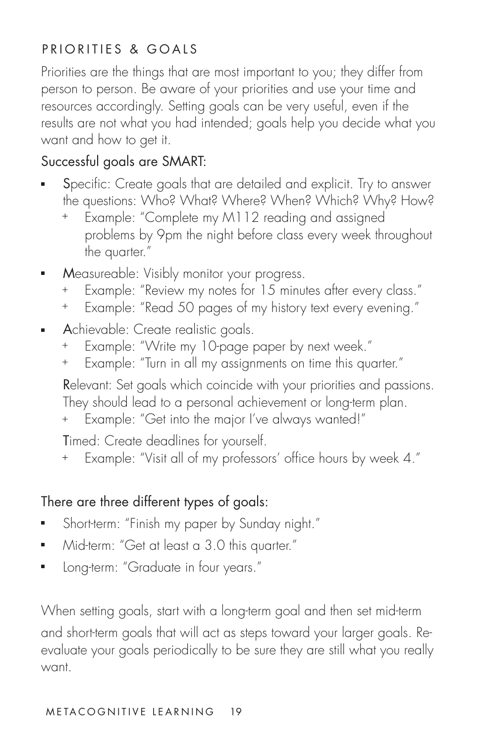## PRIORITIES & GOALS

Priorities are the things that are most important to you; they differ from person to person. Be aware of your priorities and use your time and resources accordingly. Setting goals can be very useful, even if the results are not what you had intended; goals help you decide what you want and how to get it.

### Successful goals are SMART:

- **S**pecific: Create goals that are detailed and explicit. Try to answer the questions: Who? What? Where? When? Which? Why? How?
    + Example: "Complete my M112 reading and assigned problems by 9pm the night before class every week throughout the quarter."
- **M**easureable: Visibly monitor your progress.
    + Example: "Review my notes for 15 minutes after every class."
    + Example: "Read 50 pages of my history text every evening."
- **A**chievable: Create realistic goals.
    + Example: "Write my 10-page paper by next week."
    + Example: "Turn in all my assignments on time this quarter."

  **R**elevant: Set goals which coincide with your priorities and passions. They should lead to a personal achievement or long-term plan.
    + Example: "Get into the major I've always wanted!"

  **T**imed: Create deadlines for yourself.
    + Example: "Visit all of my professors' office hours by week 4."

### There are three different types of goals:

- Short-term: "Finish my paper by Sunday night."
- Mid-term: "Get at least a 3.0 this quarter."
- Long-term: "Graduate in four years."

When setting goals, start with a long-term goal and then set mid-term and short-term goals that will act as steps toward your larger goals. Re-evaluate your goals periodically to be sure they are still what you really want.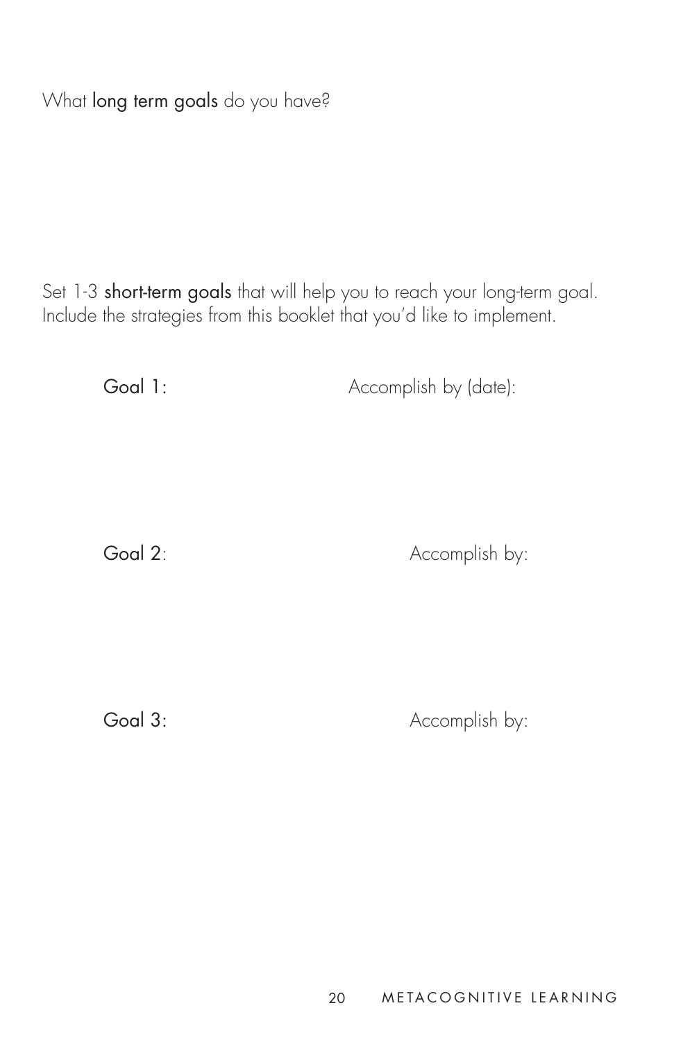What **long term goals** do you have?

Set 1-3 **short-term goals** that will help you to reach your long-term goal. Include the strategies from this booklet that you'd like to implement.

**Goal 1:** Accomplish by (date):

**Goal 2**: Accomplish by:

**Goal 3:** Accomplish by: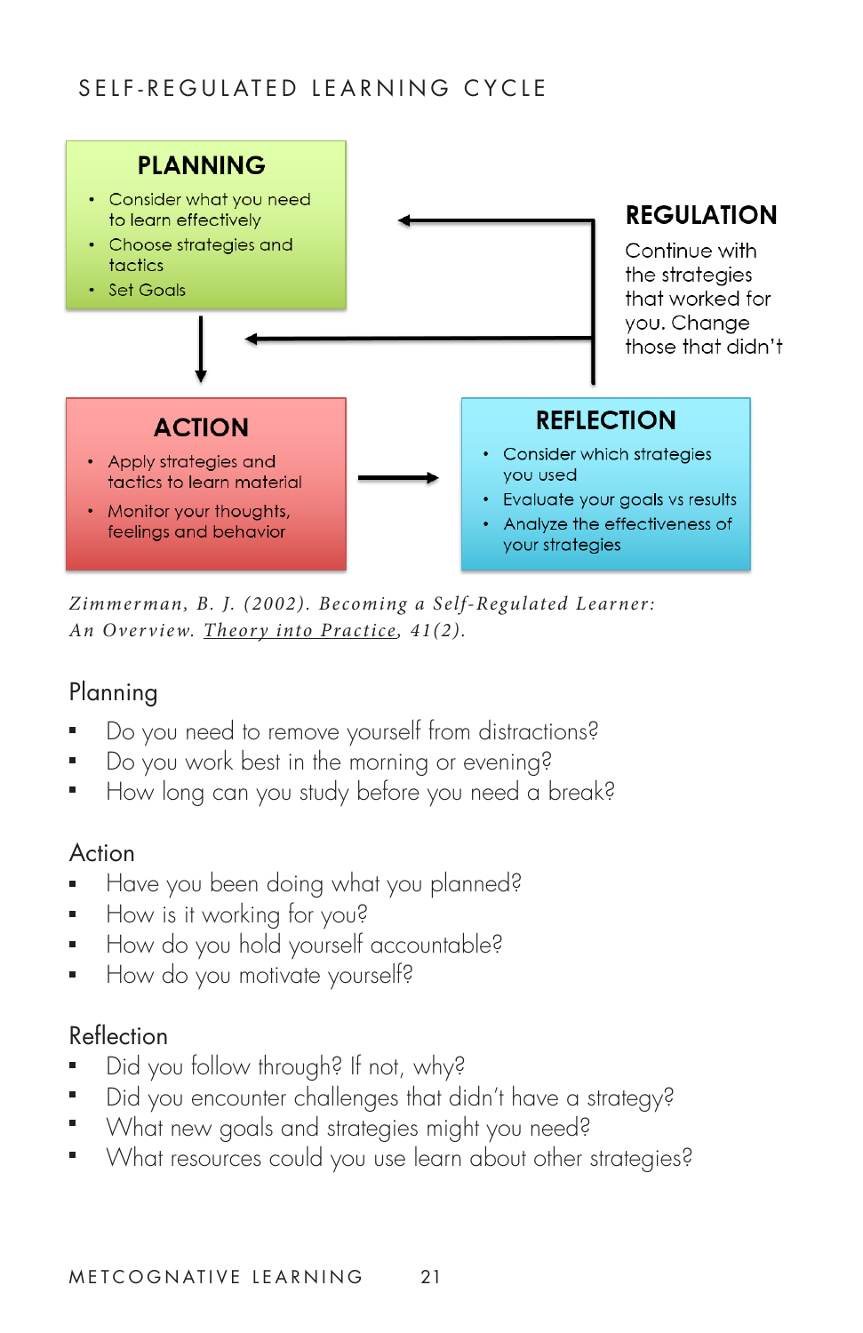# SELF-REGULATED LEARNING CYCLE

**PLANNING**

- Consider what you need to learn effectively
- Choose strategies and tactics
- Set Goals

**ACTION**

- Apply strategies and tactics to learn material
- Monitor your thoughts, feelings and behavior

**REFLECTION**

- Consider which strategies you used
- Evaluate your goals vs results
- Analyze the effectiveness of your strategies

**REGULATION**

Continue with the strategies that worked for you. Change those that didn't

*Zimmerman, B. J. (2002). Becoming a Self-Regulated Learner: An Overview. Theory into Practice, 41(2).*

## Planning

- Do you need to remove yourself from distractions?
- Do you work best in the morning or evening?
- How long can you study before you need a break?

## Action

- Have you been doing what you planned?
- How is it working for you?
- How do you hold yourself accountable?
- How do you motivate yourself?

## Reflection

- Did you follow through? If not, why?
- Did you encounter challenges that didn't have a strategy?
- What new goals and strategies might you need?
- What resources could you use learn about other strategies?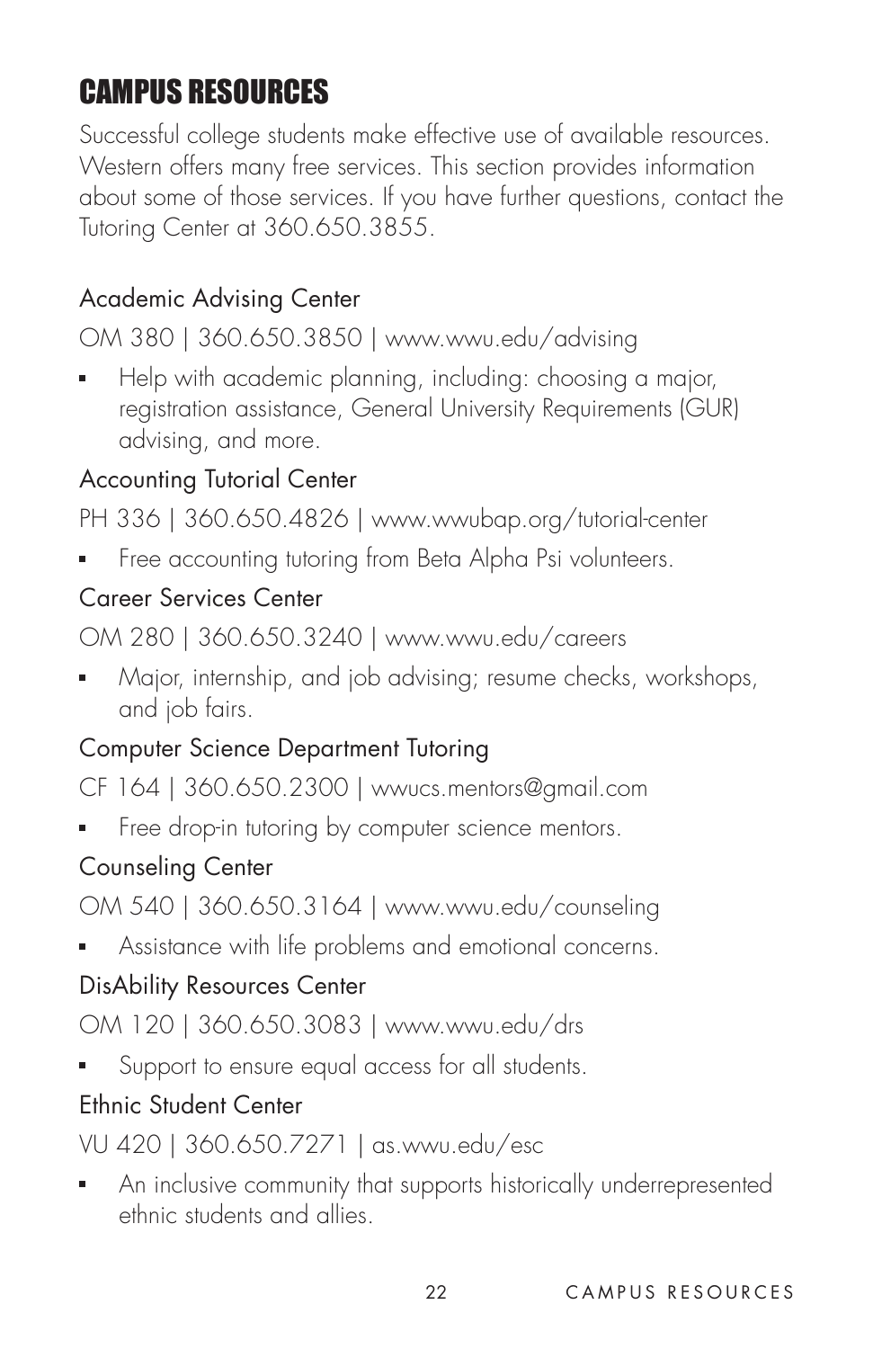# CAMPUS RESOURCES

Successful college students make effective use of available resources. Western offers many free services. This section provides information about some of those services. If you have further questions, contact the Tutoring Center at 360.650.3855.

### Academic Advising Center

OM 380 | 360.650.3850 | www.wwu.edu/advising

- Help with academic planning, including: choosing a major, registration assistance, General University Requirements (GUR) advising, and more.

### Accounting Tutorial Center

PH 336 | 360.650.4826 | www.wwubap.org/tutorial-center

- Free accounting tutoring from Beta Alpha Psi volunteers.

### Career Services Center

OM 280 | 360.650.3240 | www.wwu.edu/careers

- Major, internship, and job advising; resume checks, workshops, and job fairs.

### Computer Science Department Tutoring

CF 164 | 360.650.2300 | wwucs.mentors@gmail.com

- Free drop-in tutoring by computer science mentors.

### Counseling Center

OM 540 | 360.650.3164 | www.wwu.edu/counseling

- Assistance with life problems and emotional concerns.

### DisAbility Resources Center

OM 120 | 360.650.3083 | www.wwu.edu/drs

- Support to ensure equal access for all students.

### Ethnic Student Center

VU 420 | 360.650.7271 | as.wwu.edu/esc

- An inclusive community that supports historically underrepresented ethnic students and allies.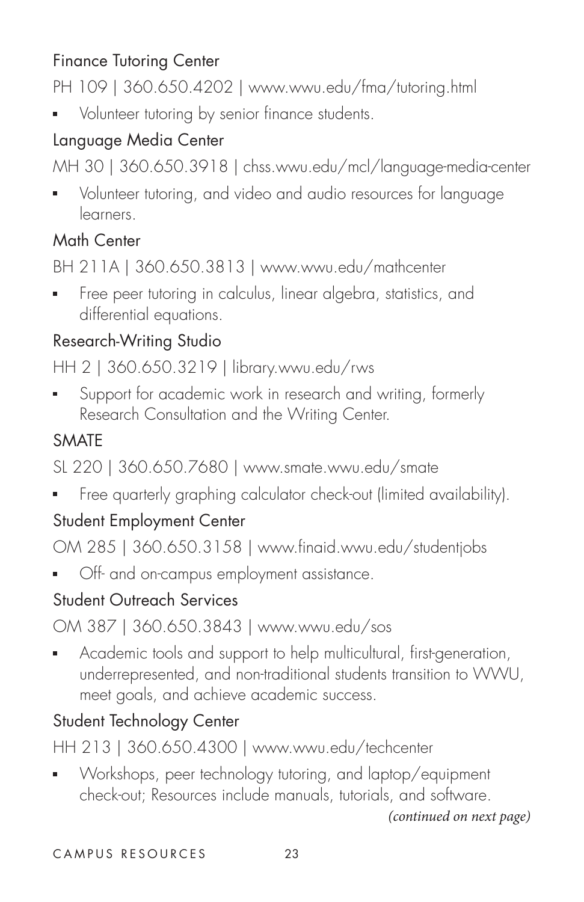### Finance Tutoring Center

PH 109 | 360.650.4202 | www.wwu.edu/fma/tutoring.html

- Volunteer tutoring by senior finance students.

### Language Media Center

MH 30 | 360.650.3918 | chss.wwu.edu/mcl/language-media-center

- Volunteer tutoring, and video and audio resources for language learners.

### Math Center

BH 211A | 360.650.3813 | www.wwu.edu/mathcenter

- Free peer tutoring in calculus, linear algebra, statistics, and differential equations.

### Research-Writing Studio

HH 2 | 360.650.3219 | library.wwu.edu/rws

- Support for academic work in research and writing, formerly Research Consultation and the Writing Center.

### SMATE

SL 220 | 360.650.7680 | www.smate.wwu.edu/smate

- Free quarterly graphing calculator check-out (limited availability).

### Student Employment Center

OM 285 | 360.650.3158 | www.finaid.wwu.edu/studentjobs

- Off- and on-campus employment assistance.

### Student Outreach Services

OM 387 | 360.650.3843 | www.wwu.edu/sos

- Academic tools and support to help multicultural, first-generation, underrepresented, and non-traditional students transition to WWU, meet goals, and achieve academic success.

### Student Technology Center

HH 213 | 360.650.4300 | www.wwu.edu/techcenter

- Workshops, peer technology tutoring, and laptop/equipment check-out; Resources include manuals, tutorials, and software.

*(continued on next page)*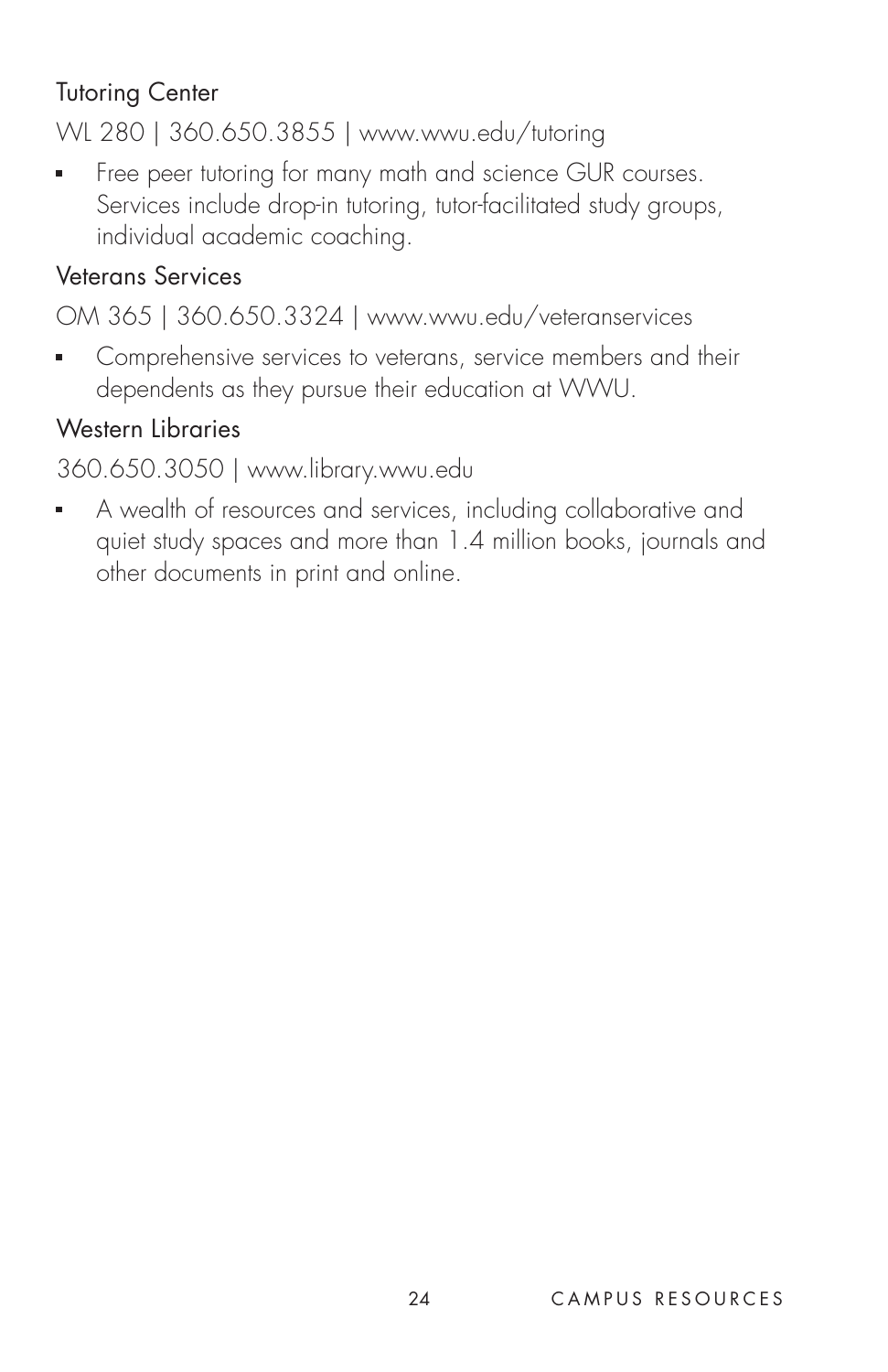### Tutoring Center

WL 280 | 360.650.3855 | www.wwu.edu/tutoring

- Free peer tutoring for many math and science GUR courses. Services include drop-in tutoring, tutor-facilitated study groups, individual academic coaching.

### Veterans Services

OM 365 | 360.650.3324 | www.wwu.edu/veteranservices

- Comprehensive services to veterans, service members and their dependents as they pursue their education at WWU.

### Western Libraries

360.650.3050 | www.library.wwu.edu

- A wealth of resources and services, including collaborative and quiet study spaces and more than 1.4 million books, journals and other documents in print and online.